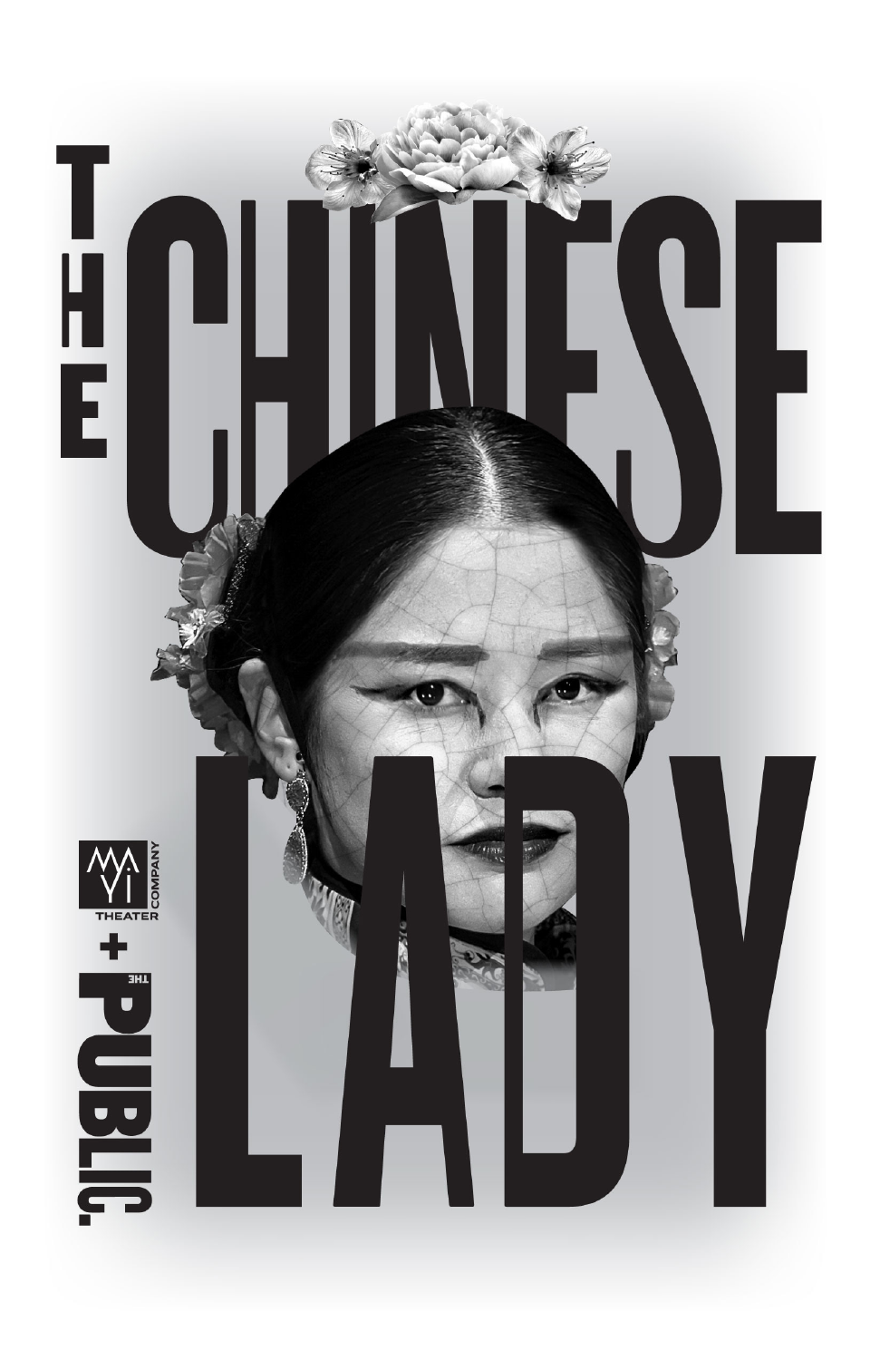# THE CHINESE LADY

MA-YI THEATER COMPANY + THE PUBLIC.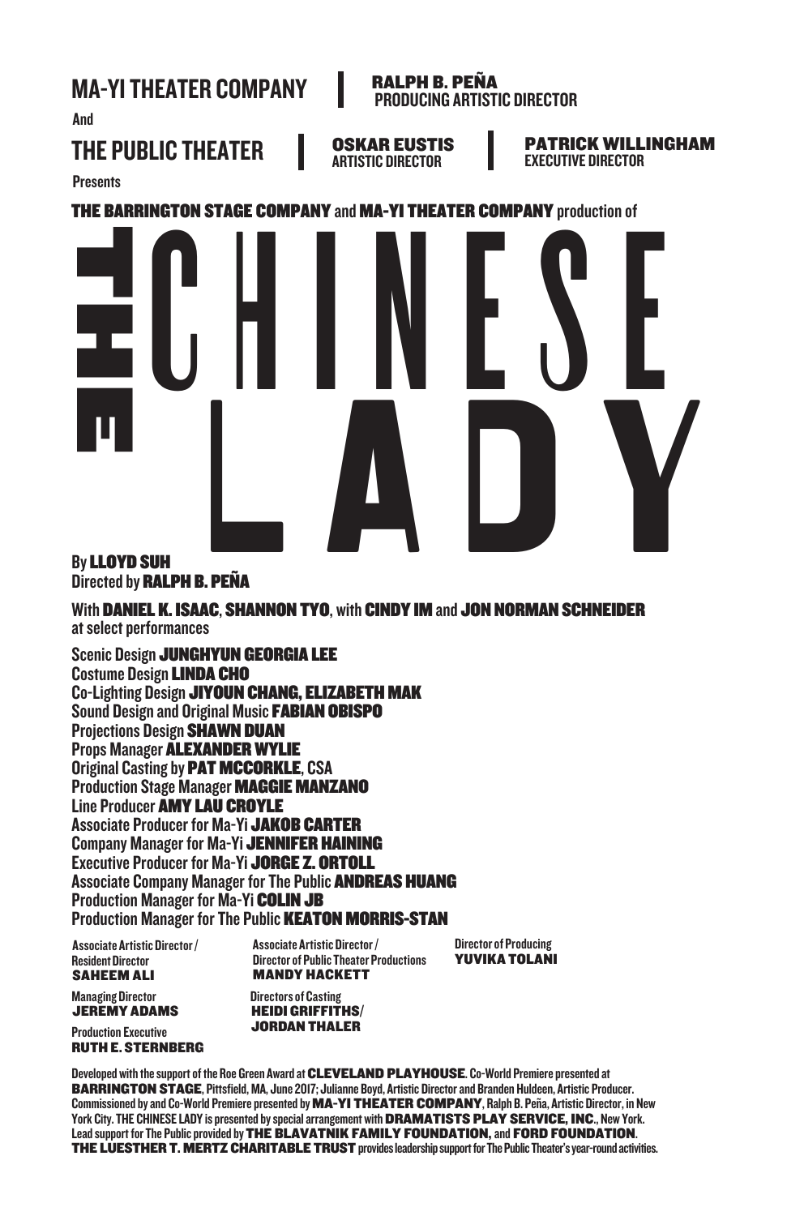**MA-YI THEATER COMPANY** | **RALPH B. PEÑA** PRODUCING ARTISTIC DIRECTOR

And

**THE PUBLIC THEATER** | **OSKAR EUSTIS** ARTISTIC DIRECTOR | **PATRICK WILLINGHAM** EXECUTIVE DIRECTOR

Presents

**THE BARRINGTON STAGE COMPANY** and **MA-YI THEATER COMPANY** production of

# THE CHINESE LADY

By **LLOYD SUH**
Directed by **RALPH B. PEÑA**

With **DANIEL K. ISAAC**, **SHANNON TYO**, with **CINDY IM** and **JON NORMAN SCHNEIDER** at select performances

Scenic Design **JUNGHYUN GEORGIA LEE**
Costume Design **LINDA CHO**
Co-Lighting Design **JIYOUN CHANG, ELIZABETH MAK**
Sound Design and Original Music **FABIAN OBISPO**
Projections Design **SHAWN DUAN**
Props Manager **ALEXANDER WYLIE**
Original Casting by **PAT MCCORKLE**, CSA
Production Stage Manager **MAGGIE MANZANO**
Line Producer **AMY LAU CROYLE**
Associate Producer for Ma-Yi **JAKOB CARTER**
Company Manager for Ma-Yi **JENNIFER HAINING**
Executive Producer for Ma-Yi **JORGE Z. ORTOLL**
Associate Company Manager for The Public **ANDREAS HUANG**
Production Manager for Ma-Yi **COLIN JB**
Production Manager for The Public **KEATON MORRIS-STAN**

Associate Artistic Director / Resident Director
**SAHEEM ALI**

Managing Director
**JEREMY ADAMS**

Production Executive
**RUTH E. STERNBERG**

Associate Artistic Director / Director of Public Theater Productions
**MANDY HACKETT**

Directors of Casting
**HEIDI GRIFFITHS/ JORDAN THALER**

Director of Producing
**YUVIKA TOLANI**

Developed with the support of the Roe Green Award at **CLEVELAND PLAYHOUSE**. Co-World Premiere presented at **BARRINGTON STAGE**, Pittsfield, MA, June 2017; Julianne Boyd, Artistic Director and Branden Huldeen, Artistic Producer. Commissioned by and Co-World Premiere presented by **MA-YI THEATER COMPANY**, Ralph B. Peña, Artistic Director, in New York City. THE CHINESE LADY is presented by special arrangement with **DRAMATISTS PLAY SERVICE, INC.**, New York. Lead support for The Public provided by **THE BLAVATNIK FAMILY FOUNDATION,** and **FORD FOUNDATION**. **THE LUESTHER T. MERTZ CHARITABLE TRUST** provides leadership support for The Public Theater's year-round activities.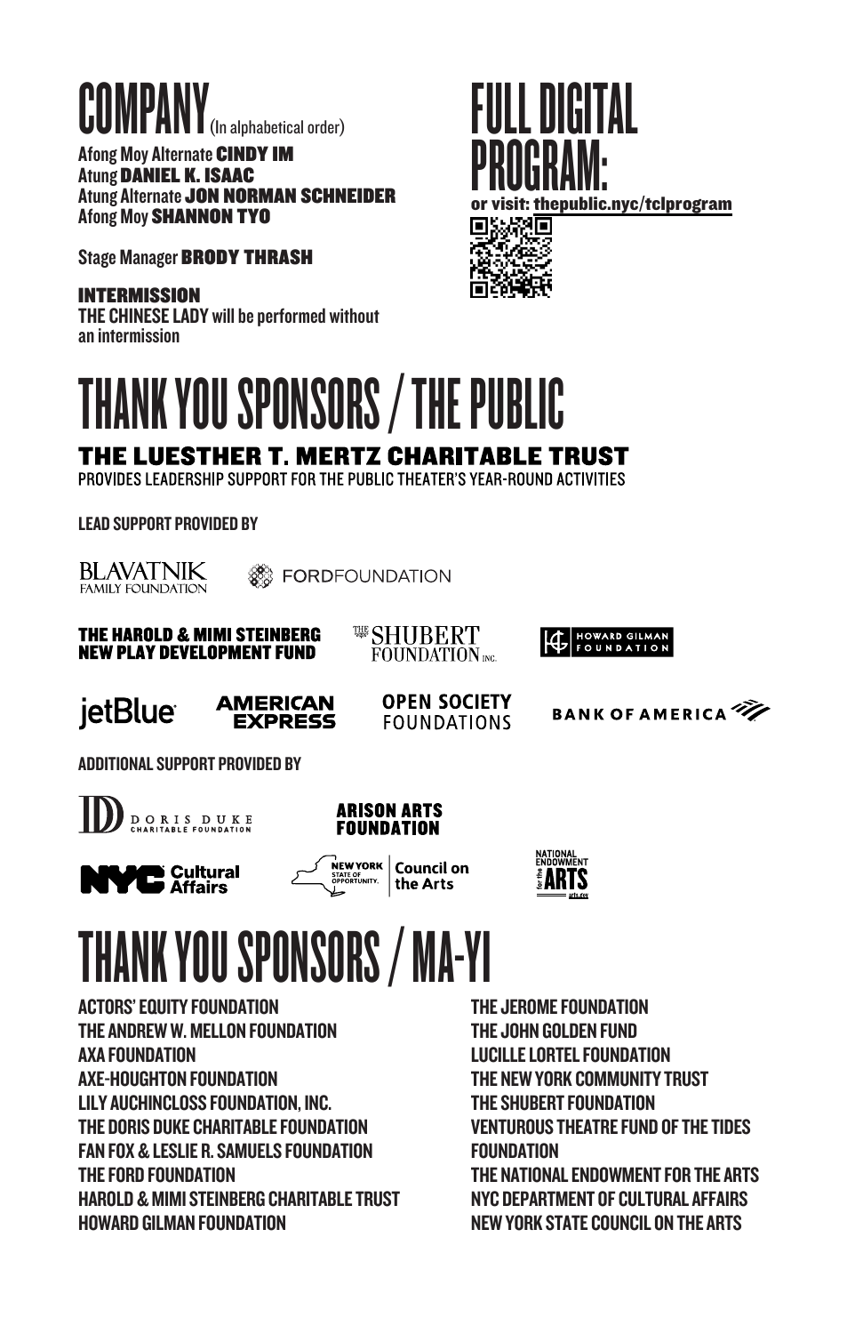# COMPANY (In alphabetical order)

Afong Moy Alternate **CINDY IM**
Atung **DANIEL K. ISAAC**
Atung Alternate **JON NORMAN SCHNEIDER**
Afong Moy **SHANNON TYO**

Stage Manager **BRODY THRASH**

**INTERMISSION**
THE CHINESE LADY will be performed without an intermission

# FULL DIGITAL PROGRAM:

or visit: thepublic.nyc/tclprogram

# THANK YOU SPONSORS / THE PUBLIC

## THE LUESTHER T. MERTZ CHARITABLE TRUST

PROVIDES LEADERSHIP SUPPORT FOR THE PUBLIC THEATER'S YEAR-ROUND ACTIVITIES

LEAD SUPPORT PROVIDED BY

BLAVATNIK FAMILY FOUNDATION
FORDFOUNDATION
THE HAROLD & MIMI STEINBERG NEW PLAY DEVELOPMENT FUND
THE SHUBERT FOUNDATION INC.
HOWARD GILMAN FOUNDATION
jetBlue
AMERICAN EXPRESS
OPEN SOCIETY FOUNDATIONS
BANK OF AMERICA

ADDITIONAL SUPPORT PROVIDED BY

DORIS DUKE CHARITABLE FOUNDATION
ARISON ARTS FOUNDATION
NYC Cultural Affairs
NEW YORK STATE OF OPPORTUNITY. Council on the Arts
NATIONAL ENDOWMENT for the ARTS arts.gov

# THANK YOU SPONSORS / MA-YI

ACTORS' EQUITY FOUNDATION
THE ANDREW W. MELLON FOUNDATION
AXA FOUNDATION
AXE-HOUGHTON FOUNDATION
LILY AUCHINCLOSS FOUNDATION, INC.
THE DORIS DUKE CHARITABLE FOUNDATION
FAN FOX & LESLIE R. SAMUELS FOUNDATION
THE FORD FOUNDATION
HAROLD & MIMI STEINBERG CHARITABLE TRUST
HOWARD GILMAN FOUNDATION
THE JEROME FOUNDATION
THE JOHN GOLDEN FUND
LUCILLE LORTEL FOUNDATION
THE NEW YORK COMMUNITY TRUST
THE SHUBERT FOUNDATION
VENTUROUS THEATRE FUND OF THE TIDES FOUNDATION
THE NATIONAL ENDOWMENT FOR THE ARTS
NYC DEPARTMENT OF CULTURAL AFFAIRS
NEW YORK STATE COUNCIL ON THE ARTS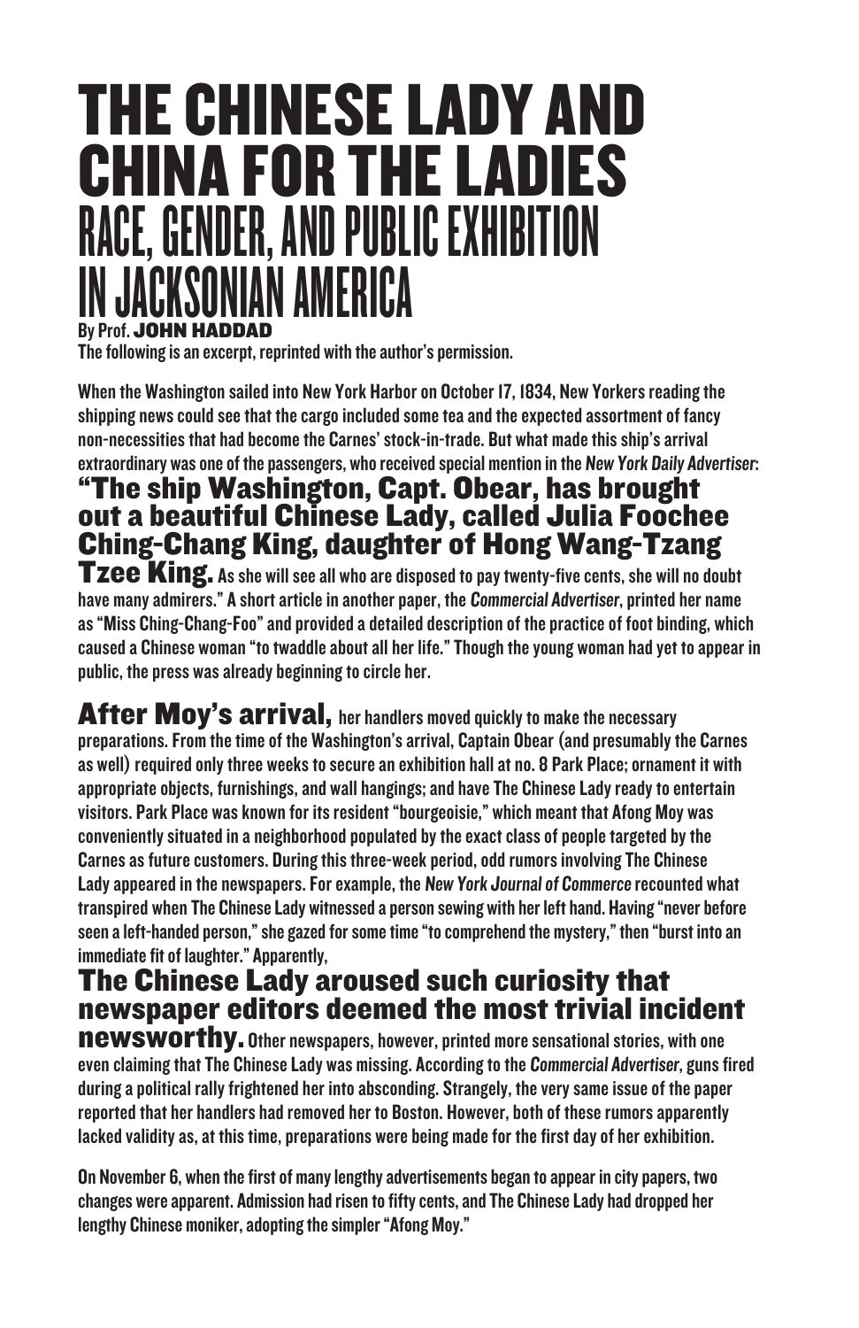# THE CHINESE LADY AND CHINA FOR THE LADIES

## RACE, GENDER, AND PUBLIC EXHIBITION IN JACKSONIAN AMERICA

By Prof. **JOHN HADDAD**

The following is an excerpt, reprinted with the author's permission.

When the Washington sailed into New York Harbor on October 17, 1834, New Yorkers reading the shipping news could see that the cargo included some tea and the expected assortment of fancy non-necessities that had become the Carnes' stock-in-trade. But what made this ship's arrival extraordinary was one of the passengers, who received special mention in the *New York Daily Advertiser*: **"The ship Washington, Capt. Obear, has brought out a beautiful Chinese Lady, called Julia Foochee Ching-Chang King, daughter of Hong Wang-Tzang Tzee King.** As she will see all who are disposed to pay twenty-five cents, she will no doubt have many admirers." A short article in another paper, the *Commercial Advertiser*, printed her name as "Miss Ching-Chang-Foo" and provided a detailed description of the practice of foot binding, which caused a Chinese woman "to twaddle about all her life." Though the young woman had yet to appear in public, the press was already beginning to circle her.

**After Moy's arrival,** her handlers moved quickly to make the necessary preparations. From the time of the Washington's arrival, Captain Obear (and presumably the Carnes as well) required only three weeks to secure an exhibition hall at no. 8 Park Place; ornament it with appropriate objects, furnishings, and wall hangings; and have The Chinese Lady ready to entertain visitors. Park Place was known for its resident "bourgeoisie," which meant that Afong Moy was conveniently situated in a neighborhood populated by the exact class of people targeted by the Carnes as future customers. During this three-week period, odd rumors involving The Chinese Lady appeared in the newspapers. For example, the *New York Journal of Commerce* recounted what transpired when The Chinese Lady witnessed a person sewing with her left hand. Having "never before seen a left-handed person," she gazed for some time "to comprehend the mystery," then "burst into an immediate fit of laughter." Apparently, **The Chinese Lady aroused such curiosity that newspaper editors deemed the most trivial incident newsworthy.** Other newspapers, however, printed more sensational stories, with one even claiming that The Chinese Lady was missing. According to the *Commercial Advertiser*, guns fired during a political rally frightened her into absconding. Strangely, the very same issue of the paper reported that her handlers had removed her to Boston. However, both of these rumors apparently lacked validity as, at this time, preparations were being made for the first day of her exhibition.

On November 6, when the first of many lengthy advertisements began to appear in city papers, two changes were apparent. Admission had risen to fifty cents, and The Chinese Lady had dropped her lengthy Chinese moniker, adopting the simpler "Afong Moy."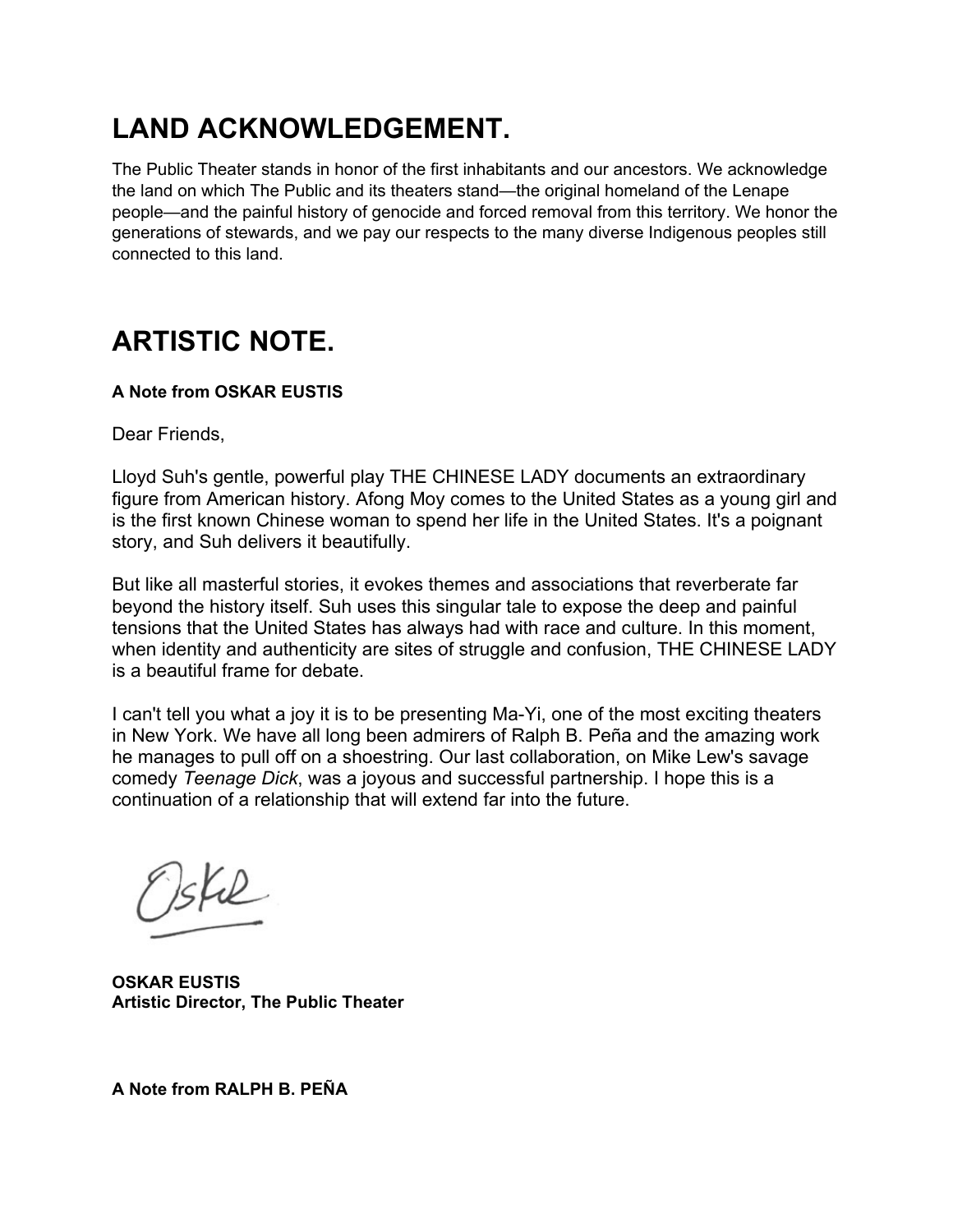# LAND ACKNOWLEDGEMENT.

The Public Theater stands in honor of the first inhabitants and our ancestors. We acknowledge the land on which The Public and its theaters stand—the original homeland of the Lenape people—and the painful history of genocide and forced removal from this territory. We honor the generations of stewards, and we pay our respects to the many diverse Indigenous peoples still connected to this land.

# ARTISTIC NOTE.

**A Note from OSKAR EUSTIS**

Dear Friends,

Lloyd Suh's gentle, powerful play THE CHINESE LADY documents an extraordinary figure from American history. Afong Moy comes to the United States as a young girl and is the first known Chinese woman to spend her life in the United States. It's a poignant story, and Suh delivers it beautifully.

But like all masterful stories, it evokes themes and associations that reverberate far beyond the history itself. Suh uses this singular tale to expose the deep and painful tensions that the United States has always had with race and culture. In this moment, when identity and authenticity are sites of struggle and confusion, THE CHINESE LADY is a beautiful frame for debate.

I can't tell you what a joy it is to be presenting Ma-Yi, one of the most exciting theaters in New York. We have all long been admirers of Ralph B. Peña and the amazing work he manages to pull off on a shoestring. Our last collaboration, on Mike Lew's savage comedy *Teenage Dick*, was a joyous and successful partnership. I hope this is a continuation of a relationship that will extend far into the future.

Oskar

**OSKAR EUSTIS**
**Artistic Director, The Public Theater**

**A Note from RALPH B. PEÑA**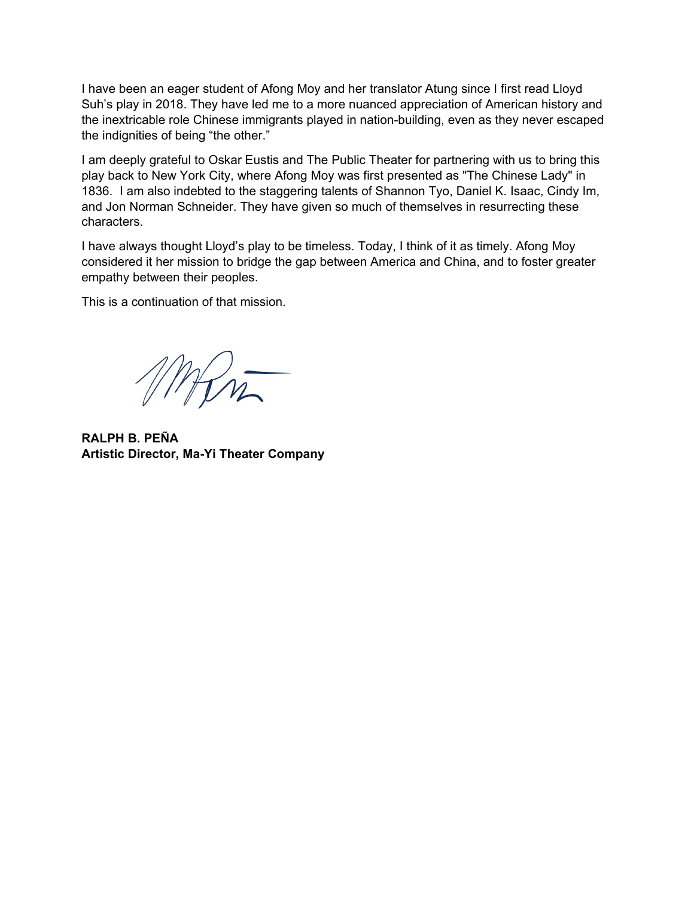I have been an eager student of Afong Moy and her translator Atung since I first read Lloyd Suh's play in 2018. They have led me to a more nuanced appreciation of American history and the inextricable role Chinese immigrants played in nation-building, even as they never escaped the indignities of being "the other."

I am deeply grateful to Oskar Eustis and The Public Theater for partnering with us to bring this play back to New York City, where Afong Moy was first presented as "The Chinese Lady" in 1836. I am also indebted to the staggering talents of Shannon Tyo, Daniel K. Isaac, Cindy Im, and Jon Norman Schneider. They have given so much of themselves in resurrecting these characters.

I have always thought Lloyd's play to be timeless. Today, I think of it as timely. Afong Moy considered it her mission to bridge the gap between America and China, and to foster greater empathy between their peoples.

This is a continuation of that mission.

**RALPH B. PEÑA**
**Artistic Director, Ma-Yi Theater Company**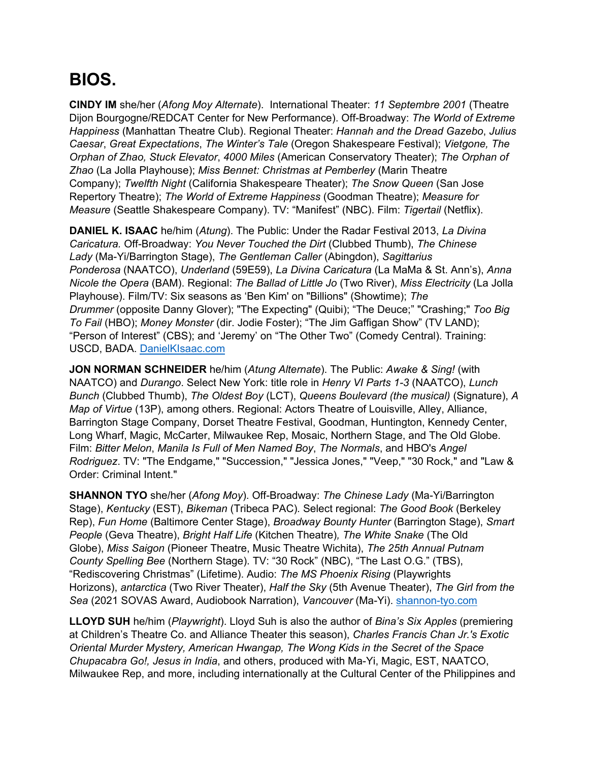# BIOS.

**CINDY IM** she/her (*Afong Moy Alternate*). International Theater: *11 Septembre 2001* (Theatre Dijon Bourgogne/REDCAT Center for New Performance). Off-Broadway: *The World of Extreme Happiness* (Manhattan Theatre Club). Regional Theater: *Hannah and the Dread Gazebo*, *Julius Caesar*, *Great Expectations*, *The Winter's Tale* (Oregon Shakespeare Festival); *Vietgone, The Orphan of Zhao, Stuck Elevator*, *4000 Miles* (American Conservatory Theater); *The Orphan of Zhao* (La Jolla Playhouse); *Miss Bennet: Christmas at Pemberley* (Marin Theatre Company); *Twelfth Night* (California Shakespeare Theater); *The Snow Queen* (San Jose Repertory Theatre); *The World of Extreme Happiness* (Goodman Theatre); *Measure for Measure* (Seattle Shakespeare Company). TV: "Manifest" (NBC). Film: *Tigertail* (Netflix).

**DANIEL K. ISAAC** he/him (*Atung*). The Public: Under the Radar Festival 2013, *La Divina Caricatura.* Off-Broadway: *You Never Touched the Dirt* (Clubbed Thumb), *The Chinese Lady* (Ma-Yi/Barrington Stage), *The Gentleman Caller* (Abingdon), *Sagittarius Ponderosa* (NAATCO), *Underland* (59E59), *La Divina Caricatura* (La MaMa & St. Ann's), *Anna Nicole the Opera* (BAM). Regional: *The Ballad of Little Jo* (Two River), *Miss Electricity* (La Jolla Playhouse). Film/TV: Six seasons as 'Ben Kim' on "Billions" (Showtime); *The Drummer* (opposite Danny Glover); "The Expecting" (Quibi); "The Deuce;" "Crashing;" *Too Big To Fail* (HBO); *Money Monster* (dir. Jodie Foster); "The Jim Gaffigan Show" (TV LAND); "Person of Interest" (CBS); and 'Jeremy' on "The Other Two" (Comedy Central). Training: USCD, BADA. [DanielKIsaac.com](DanielKIsaac.com)

**JON NORMAN SCHNEIDER** he/him (*Atung Alternate*). The Public: *Awake & Sing!* (with NAATCO) and *Durango*. Select New York: title role in *Henry VI Parts 1-3* (NAATCO), *Lunch Bunch* (Clubbed Thumb), *The Oldest Boy* (LCT), *Queens Boulevard (the musical)* (Signature), *A Map of Virtue* (13P), among others. Regional: Actors Theatre of Louisville, Alley, Alliance, Barrington Stage Company, Dorset Theatre Festival, Goodman, Huntington, Kennedy Center, Long Wharf, Magic, McCarter, Milwaukee Rep, Mosaic, Northern Stage, and The Old Globe. Film: *Bitter Melon*, *Manila Is Full of Men Named Boy*, *The Normals*, and HBO's *Angel Rodriguez*. TV: "The Endgame," "Succession," "Jessica Jones," "Veep," "30 Rock," and "Law & Order: Criminal Intent."

**SHANNON TYO** she/her (*Afong Moy*). Off-Broadway: *The Chinese Lady* (Ma-Yi/Barrington Stage), *Kentucky* (EST), *Bikeman* (Tribeca PAC). Select regional: *The Good Book* (Berkeley Rep), *Fun Home* (Baltimore Center Stage), *Broadway Bounty Hunter* (Barrington Stage), *Smart People* (Geva Theatre), *Bright Half Life* (Kitchen Theatre)*, The White Snake* (The Old Globe), *Miss Saigon* (Pioneer Theatre, Music Theatre Wichita), *The 25th Annual Putnam County Spelling Bee* (Northern Stage). TV: "30 Rock" (NBC), "The Last O.G." (TBS), "Rediscovering Christmas" (Lifetime). Audio: *The MS Phoenix Rising* (Playwrights Horizons), *antarctica* (Two River Theater), *Half the Sky* (5th Avenue Theater), *The Girl from the Sea* (2021 SOVAS Award, Audiobook Narration), *Vancouver* (Ma-Yi). [shannon-tyo.com](shannon-tyo.com)

**LLOYD SUH** he/him (*Playwright*). Lloyd Suh is also the author of *Bina's Six Apples* (premiering at Children's Theatre Co. and Alliance Theater this season), *Charles Francis Chan Jr.'s Exotic Oriental Murder Mystery, American Hwangap, The Wong Kids in the Secret of the Space Chupacabra Go!, Jesus in India*, and others, produced with Ma-Yi, Magic, EST, NAATCO, Milwaukee Rep, and more, including internationally at the Cultural Center of the Philippines and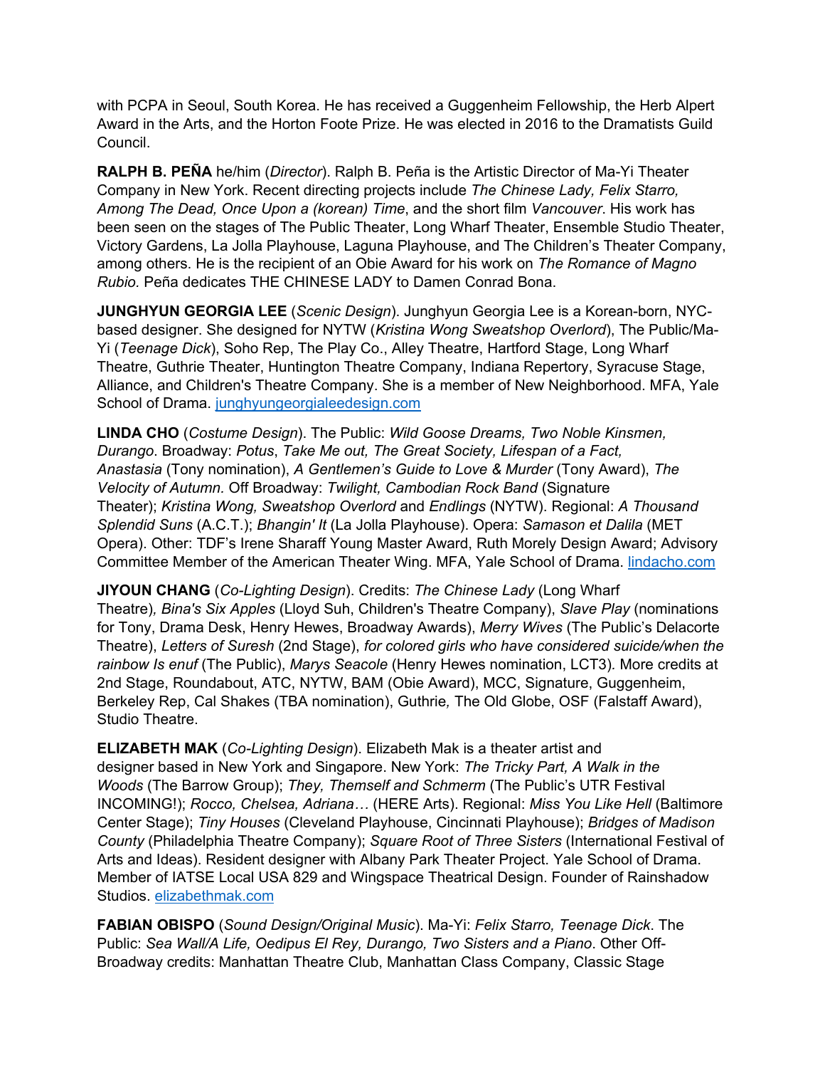with PCPA in Seoul, South Korea. He has received a Guggenheim Fellowship, the Herb Alpert Award in the Arts, and the Horton Foote Prize. He was elected in 2016 to the Dramatists Guild Council.

**RALPH B. PEÑA** he/him (*Director*). Ralph B. Peña is the Artistic Director of Ma-Yi Theater Company in New York. Recent directing projects include *The Chinese Lady, Felix Starro, Among The Dead, Once Upon a (korean) Time*, and the short film *Vancouver*. His work has been seen on the stages of The Public Theater, Long Wharf Theater, Ensemble Studio Theater, Victory Gardens, La Jolla Playhouse, Laguna Playhouse, and The Children's Theater Company, among others. He is the recipient of an Obie Award for his work on *The Romance of Magno Rubio.* Peña dedicates THE CHINESE LADY to Damen Conrad Bona.

**JUNGHYUN GEORGIA LEE** (*Scenic Design*). Junghyun Georgia Lee is a Korean-born, NYC-based designer. She designed for NYTW (*Kristina Wong Sweatshop Overlord*), The Public/Ma-Yi (*Teenage Dick*), Soho Rep, The Play Co., Alley Theatre, Hartford Stage, Long Wharf Theatre, Guthrie Theater, Huntington Theatre Company, Indiana Repertory, Syracuse Stage, Alliance, and Children's Theatre Company. She is a member of New Neighborhood. MFA, Yale School of Drama. [junghyungeorgialeedesign.com](junghyungeorgialeedesign.com)

**LINDA CHO** (*Costume Design*). The Public: *Wild Goose Dreams, Two Noble Kinsmen, Durango*. Broadway: *Potus*, *Take Me out, The Great Society, Lifespan of a Fact, Anastasia* (Tony nomination), *A Gentlemen's Guide to Love & Murder* (Tony Award), *The Velocity of Autumn.* Off Broadway: *Twilight, Cambodian Rock Band* (Signature Theater); *Kristina Wong, Sweatshop Overlord* and *Endlings* (NYTW). Regional: *A Thousand Splendid Suns* (A.C.T.); *Bhangin' It* (La Jolla Playhouse). Opera: *Samason et Dalila* (MET Opera). Other: TDF's Irene Sharaff Young Master Award, Ruth Morely Design Award; Advisory Committee Member of the American Theater Wing. MFA, Yale School of Drama. [lindacho.com](lindacho.com)

**JIYOUN CHANG** (*Co-Lighting Design*). Credits: *The Chinese Lady* (Long Wharf Theatre)*, Bina's Six Apples* (Lloyd Suh, Children's Theatre Company), *Slave Play* (nominations for Tony, Drama Desk, Henry Hewes, Broadway Awards), *Merry Wives* (The Public's Delacorte Theatre), *Letters of Suresh* (2nd Stage), *for colored girls who have considered suicide/when the rainbow Is enuf* (The Public), *Marys Seacole* (Henry Hewes nomination, LCT3)*.* More credits at 2nd Stage, Roundabout, ATC, NYTW, BAM (Obie Award), MCC, Signature, Guggenheim, Berkeley Rep, Cal Shakes (TBA nomination), Guthrie*,* The Old Globe, OSF (Falstaff Award), Studio Theatre.

**ELIZABETH MAK** (*Co-Lighting Design*). Elizabeth Mak is a theater artist and designer based in New York and Singapore. New York: *The Tricky Part, A Walk in the Woods* (The Barrow Group); *They, Themself and Schmerm* (The Public's UTR Festival INCOMING!); *Rocco, Chelsea, Adriana…* (HERE Arts). Regional: *Miss You Like Hell* (Baltimore Center Stage); *Tiny Houses* (Cleveland Playhouse, Cincinnati Playhouse); *Bridges of Madison County* (Philadelphia Theatre Company); *Square Root of Three Sisters* (International Festival of Arts and Ideas). Resident designer with Albany Park Theater Project. Yale School of Drama. Member of IATSE Local USA 829 and Wingspace Theatrical Design. Founder of Rainshadow Studios. [elizabethmak.com](elizabethmak.com)

**FABIAN OBISPO** (*Sound Design/Original Music*). Ma-Yi: *Felix Starro, Teenage Dick*. The Public: *Sea Wall/A Life, Oedipus El Rey, Durango, Two Sisters and a Piano*. Other Off-Broadway credits: Manhattan Theatre Club, Manhattan Class Company, Classic Stage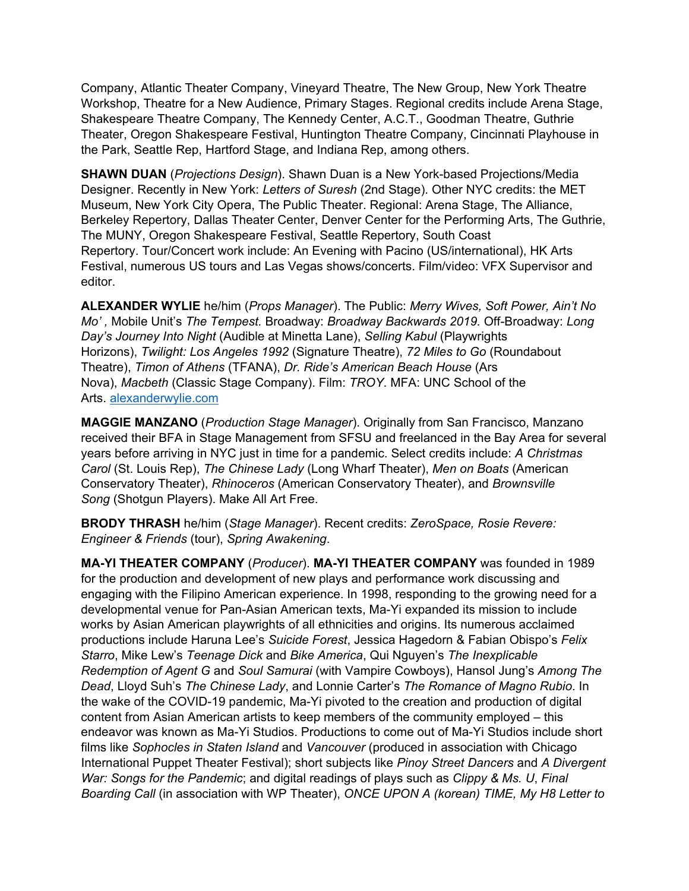Company, Atlantic Theater Company, Vineyard Theatre, The New Group, New York Theatre Workshop, Theatre for a New Audience, Primary Stages. Regional credits include Arena Stage, Shakespeare Theatre Company, The Kennedy Center, A.C.T., Goodman Theatre, Guthrie Theater, Oregon Shakespeare Festival, Huntington Theatre Company, Cincinnati Playhouse in the Park, Seattle Rep, Hartford Stage, and Indiana Rep, among others.

**SHAWN DUAN** (*Projections Design*). Shawn Duan is a New York-based Projections/Media Designer. Recently in New York: *Letters of Suresh* (2nd Stage). Other NYC credits: the MET Museum, New York City Opera, The Public Theater. Regional: Arena Stage, The Alliance, Berkeley Repertory, Dallas Theater Center, Denver Center for the Performing Arts, The Guthrie, The MUNY, Oregon Shakespeare Festival, Seattle Repertory, South Coast Repertory. Tour/Concert work include: An Evening with Pacino (US/international), HK Arts Festival, numerous US tours and Las Vegas shows/concerts. Film/video: VFX Supervisor and editor.

**ALEXANDER WYLIE** he/him (*Props Manager*). The Public: *Merry Wives, Soft Power, Ain't No Mo'* , Mobile Unit's *The Tempest.* Broadway: *Broadway Backwards 2019.* Off-Broadway: *Long Day's Journey Into Night* (Audible at Minetta Lane), *Selling Kabul* (Playwrights Horizons), *Twilight: Los Angeles 1992* (Signature Theatre), *72 Miles to Go* (Roundabout Theatre), *Timon of Athens* (TFANA), *Dr. Ride's American Beach House* (Ars Nova), *Macbeth* (Classic Stage Company). Film: *TROY*. MFA: UNC School of the Arts. [alexanderwylie.com](alexanderwylie.com)

**MAGGIE MANZANO** (*Production Stage Manager*). Originally from San Francisco, Manzano received their BFA in Stage Management from SFSU and freelanced in the Bay Area for several years before arriving in NYC just in time for a pandemic. Select credits include: *A Christmas Carol* (St. Louis Rep), *The Chinese Lady* (Long Wharf Theater), *Men on Boats* (American Conservatory Theater), *Rhinoceros* (American Conservatory Theater), and *Brownsville Song* (Shotgun Players). Make All Art Free.

**BRODY THRASH** he/him (*Stage Manager*). Recent credits: *ZeroSpace, Rosie Revere: Engineer & Friends* (tour), *Spring Awakening*.

**MA-YI THEATER COMPANY** (*Producer*). **MA-YI THEATER COMPANY** was founded in 1989 for the production and development of new plays and performance work discussing and engaging with the Filipino American experience. In 1998, responding to the growing need for a developmental venue for Pan-Asian American texts, Ma-Yi expanded its mission to include works by Asian American playwrights of all ethnicities and origins. Its numerous acclaimed productions include Haruna Lee's *Suicide Forest*, Jessica Hagedorn & Fabian Obispo's *Felix Starro*, Mike Lew's *Teenage Dick* and *Bike America*, Qui Nguyen's *The Inexplicable Redemption of Agent G* and *Soul Samurai* (with Vampire Cowboys), Hansol Jung's *Among The Dead*, Lloyd Suh's *The Chinese Lady*, and Lonnie Carter's *The Romance of Magno Rubio*. In the wake of the COVID-19 pandemic, Ma-Yi pivoted to the creation and production of digital content from Asian American artists to keep members of the community employed – this endeavor was known as Ma-Yi Studios. Productions to come out of Ma-Yi Studios include short films like *Sophocles in Staten Island* and *Vancouver* (produced in association with Chicago International Puppet Theater Festival); short subjects like *Pinoy Street Dancers* and *A Divergent War: Songs for the Pandemic*; and digital readings of plays such as *Clippy & Ms. U*, *Final Boarding Call* (in association with WP Theater), *ONCE UPON A (korean) TIME, My H8 Letter to*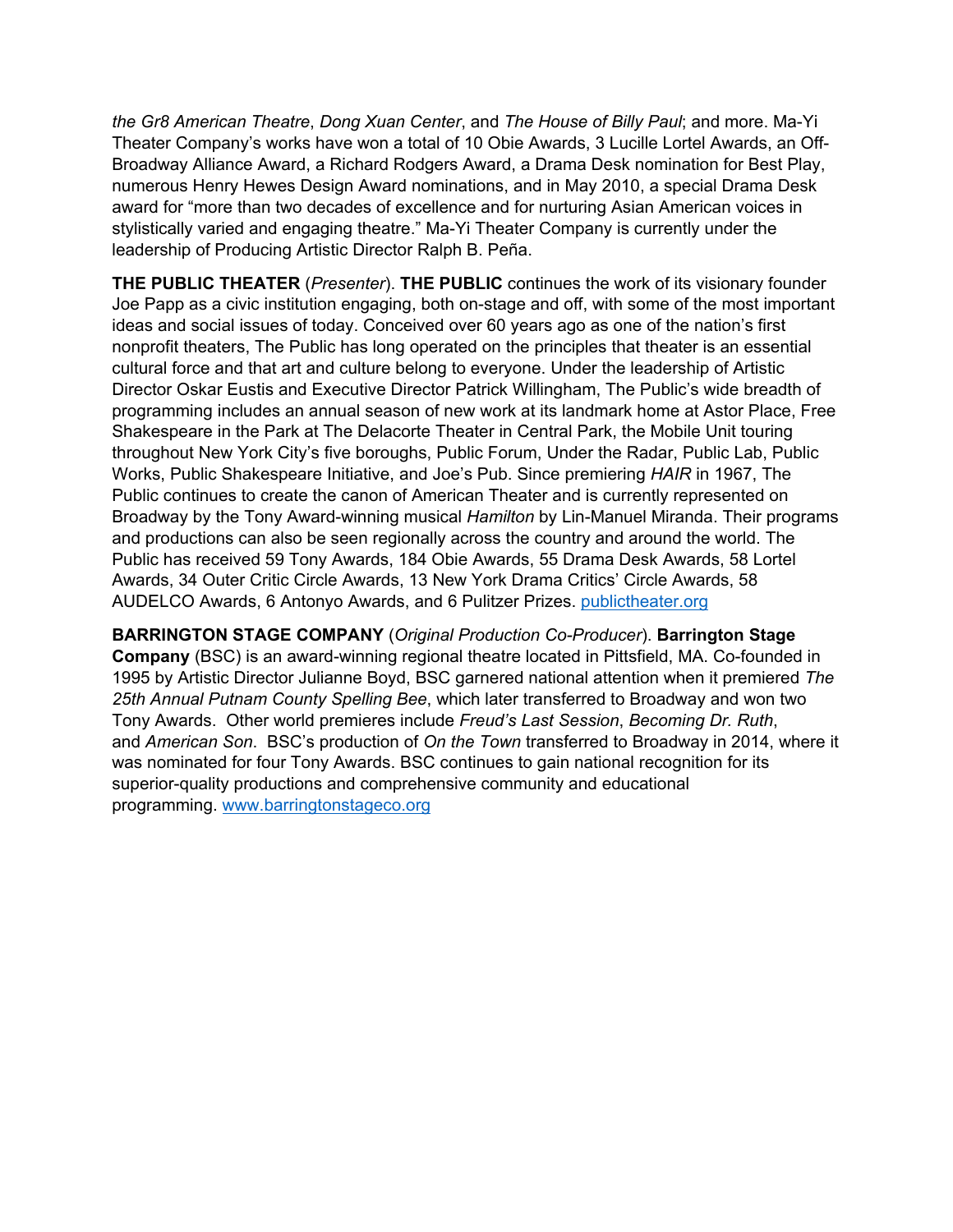*the Gr8 American Theatre*, *Dong Xuan Center*, and *The House of Billy Paul*; and more. Ma-Yi Theater Company's works have won a total of 10 Obie Awards, 3 Lucille Lortel Awards, an Off-Broadway Alliance Award, a Richard Rodgers Award, a Drama Desk nomination for Best Play, numerous Henry Hewes Design Award nominations, and in May 2010, a special Drama Desk award for "more than two decades of excellence and for nurturing Asian American voices in stylistically varied and engaging theatre." Ma-Yi Theater Company is currently under the leadership of Producing Artistic Director Ralph B. Peña.

**THE PUBLIC THEATER** (*Presenter*). **THE PUBLIC** continues the work of its visionary founder Joe Papp as a civic institution engaging, both on-stage and off, with some of the most important ideas and social issues of today. Conceived over 60 years ago as one of the nation's first nonprofit theaters, The Public has long operated on the principles that theater is an essential cultural force and that art and culture belong to everyone. Under the leadership of Artistic Director Oskar Eustis and Executive Director Patrick Willingham, The Public's wide breadth of programming includes an annual season of new work at its landmark home at Astor Place, Free Shakespeare in the Park at The Delacorte Theater in Central Park, the Mobile Unit touring throughout New York City's five boroughs, Public Forum, Under the Radar, Public Lab, Public Works, Public Shakespeare Initiative, and Joe's Pub. Since premiering *HAIR* in 1967, The Public continues to create the canon of American Theater and is currently represented on Broadway by the Tony Award-winning musical *Hamilton* by Lin-Manuel Miranda. Their programs and productions can also be seen regionally across the country and around the world. The Public has received 59 Tony Awards, 184 Obie Awards, 55 Drama Desk Awards, 58 Lortel Awards, 34 Outer Critic Circle Awards, 13 New York Drama Critics' Circle Awards, 58 AUDELCO Awards, 6 Antonyo Awards, and 6 Pulitzer Prizes. [publictheater.org](publictheater.org)

**BARRINGTON STAGE COMPANY** (*Original Production Co-Producer*). **Barrington Stage Company** (BSC) is an award-winning regional theatre located in Pittsfield, MA. Co-founded in 1995 by Artistic Director Julianne Boyd, BSC garnered national attention when it premiered *The 25th Annual Putnam County Spelling Bee*, which later transferred to Broadway and won two Tony Awards. Other world premieres include *Freud's Last Session*, *Becoming Dr. Ruth*, and *American Son*. BSC's production of *On the Town* transferred to Broadway in 2014, where it was nominated for four Tony Awards. BSC continues to gain national recognition for its superior-quality productions and comprehensive community and educational programming. [www.barringtonstageco.org](www.barringtonstageco.org)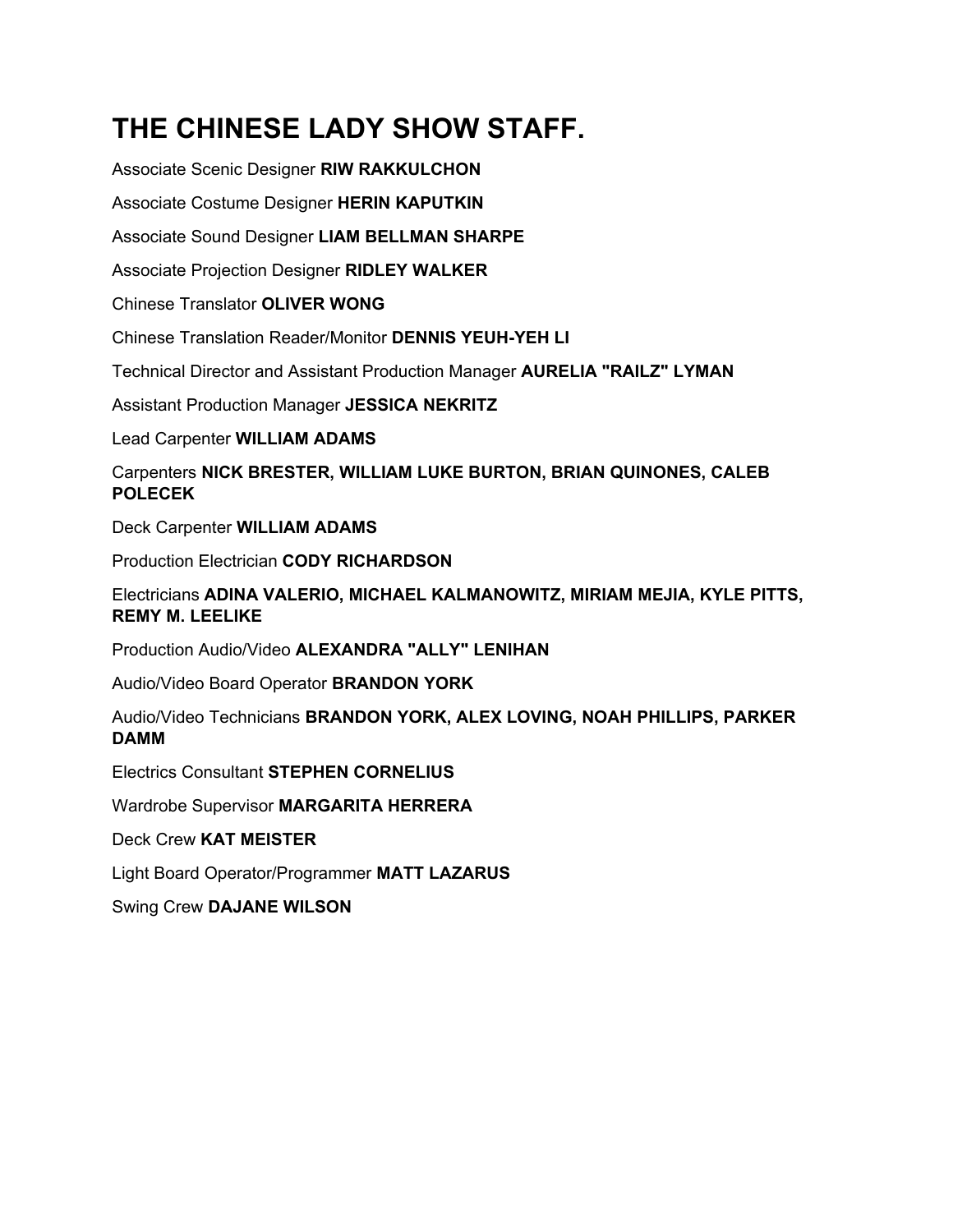# THE CHINESE LADY SHOW STAFF.

Associate Scenic Designer **RIW RAKKULCHON**

Associate Costume Designer **HERIN KAPUTKIN**

Associate Sound Designer **LIAM BELLMAN SHARPE**

Associate Projection Designer **RIDLEY WALKER**

Chinese Translator **OLIVER WONG**

Chinese Translation Reader/Monitor **DENNIS YEUH-YEH LI**

Technical Director and Assistant Production Manager **AURELIA "RAILZ" LYMAN**

Assistant Production Manager **JESSICA NEKRITZ**

Lead Carpenter **WILLIAM ADAMS**

Carpenters **NICK BRESTER, WILLIAM LUKE BURTON, BRIAN QUINONES, CALEB POLECEK**

Deck Carpenter **WILLIAM ADAMS**

Production Electrician **CODY RICHARDSON**

Electricians **ADINA VALERIO, MICHAEL KALMANOWITZ, MIRIAM MEJIA, KYLE PITTS, REMY M. LEELIKE**

Production Audio/Video **ALEXANDRA "ALLY" LENIHAN**

Audio/Video Board Operator **BRANDON YORK**

Audio/Video Technicians **BRANDON YORK, ALEX LOVING, NOAH PHILLIPS, PARKER DAMM**

Electrics Consultant **STEPHEN CORNELIUS**

Wardrobe Supervisor **MARGARITA HERRERA**

Deck Crew **KAT MEISTER**

Light Board Operator/Programmer **MATT LAZARUS**

Swing Crew **DAJANE WILSON**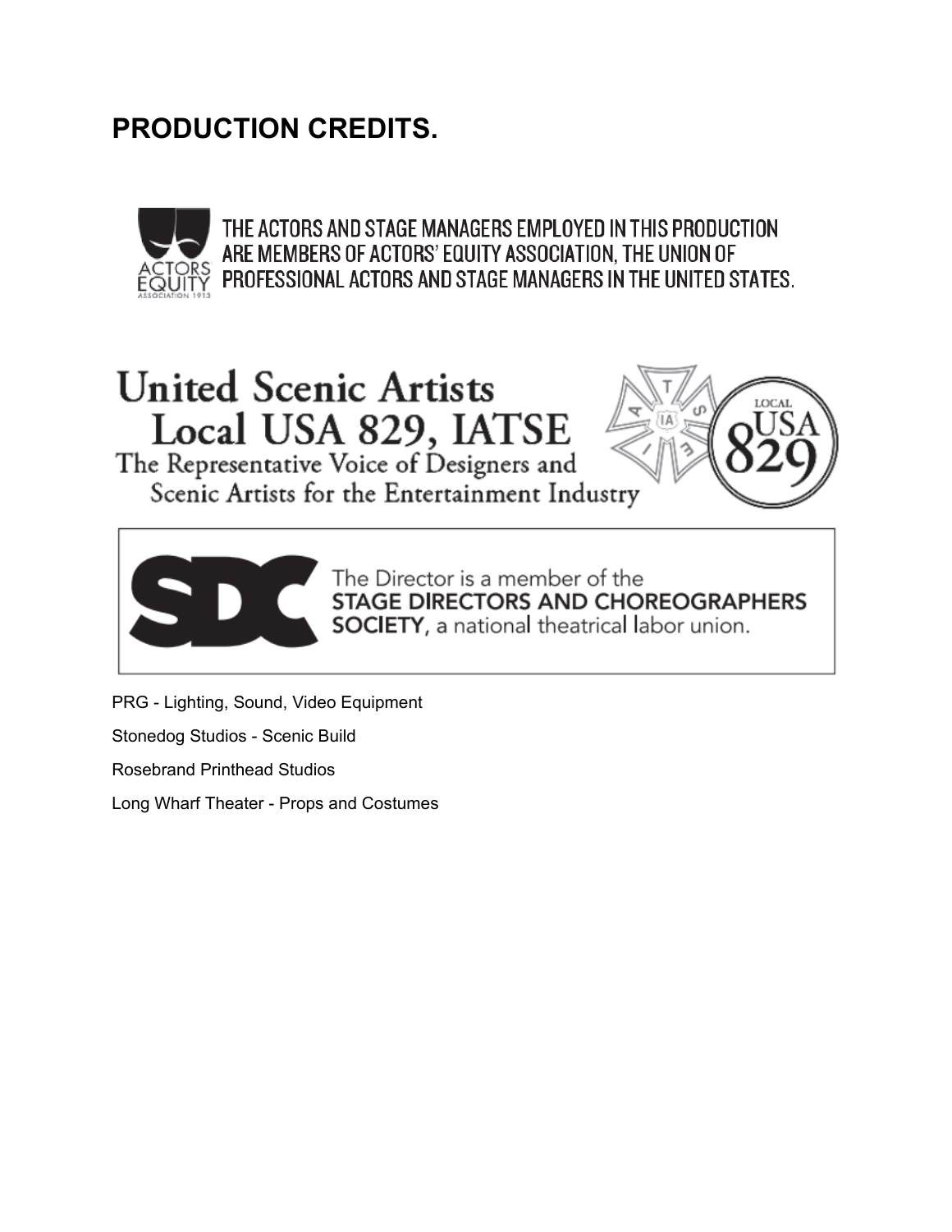# PRODUCTION CREDITS.

THE ACTORS AND STAGE MANAGERS EMPLOYED IN THIS PRODUCTION ARE MEMBERS OF ACTORS' EQUITY ASSOCIATION, THE UNION OF PROFESSIONAL ACTORS AND STAGE MANAGERS IN THE UNITED STATES.

United Scenic Artists
Local USA 829, IATSE
The Representative Voice of Designers and Scenic Artists for the Entertainment Industry

The Director is a member of the **STAGE DIRECTORS AND CHOREOGRAPHERS SOCIETY**, a national theatrical labor union.

PRG - Lighting, Sound, Video Equipment

Stonedog Studios - Scenic Build

Rosebrand Printhead Studios

Long Wharf Theater - Props and Costumes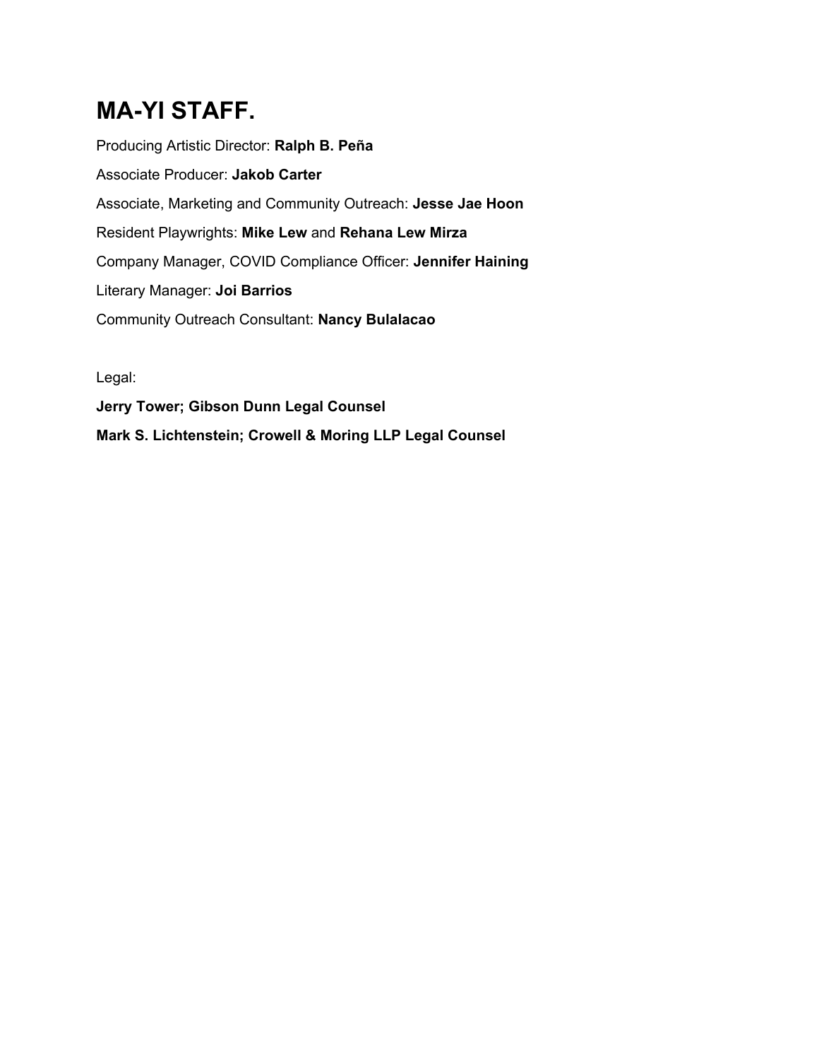# MA-YI STAFF.

Producing Artistic Director: **Ralph B. Peña**

Associate Producer: **Jakob Carter**

Associate, Marketing and Community Outreach: **Jesse Jae Hoon**

Resident Playwrights: **Mike Lew** and **Rehana Lew Mirza**

Company Manager, COVID Compliance Officer: **Jennifer Haining**

Literary Manager: **Joi Barrios**

Community Outreach Consultant: **Nancy Bulalacao**

Legal:

**Jerry Tower; Gibson Dunn Legal Counsel**

**Mark S. Lichtenstein; Crowell & Moring LLP Legal Counsel**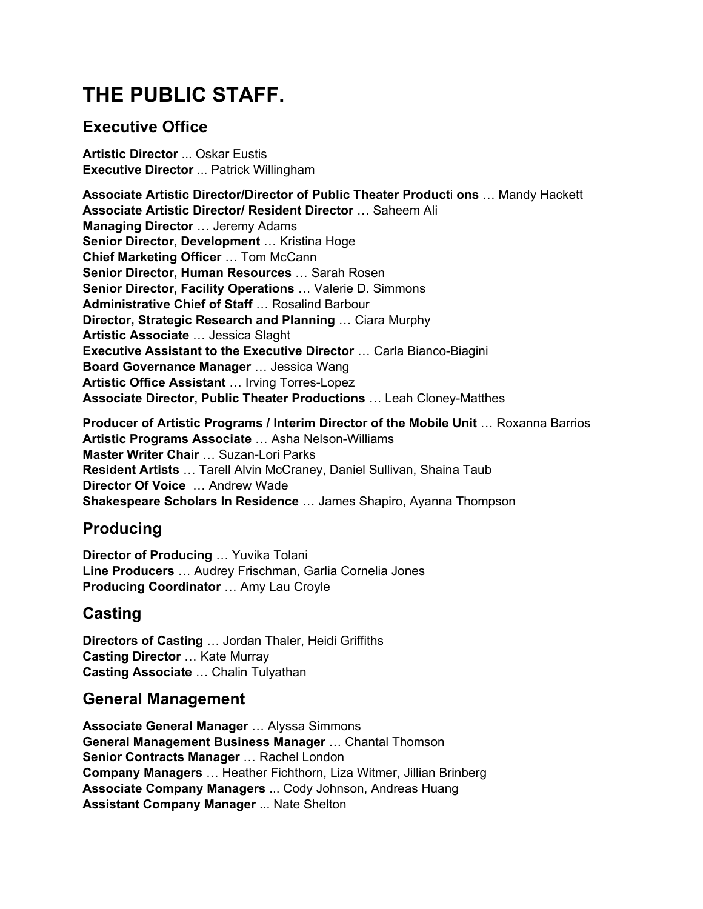# THE PUBLIC STAFF.

## Executive Office

**Artistic Director** ... Oskar Eustis
**Executive Director** ... Patrick Willingham

**Associate Artistic Director/Director of Public Theater Producti ons** … Mandy Hackett
**Associate Artistic Director/ Resident Director** … Saheem Ali
**Managing Director** … Jeremy Adams
**Senior Director, Development** … Kristina Hoge
**Chief Marketing Officer** … Tom McCann
**Senior Director, Human Resources** … Sarah Rosen
**Senior Director, Facility Operations** … Valerie D. Simmons
**Administrative Chief of Staff** … Rosalind Barbour
**Director, Strategic Research and Planning** … Ciara Murphy
**Artistic Associate** … Jessica Slaght
**Executive Assistant to the Executive Director** … Carla Bianco-Biagini
**Board Governance Manager** … Jessica Wang
**Artistic Office Assistant** … Irving Torres-Lopez
**Associate Director, Public Theater Productions** … Leah Cloney-Matthes

**Producer of Artistic Programs / Interim Director of the Mobile Unit** … Roxanna Barrios
**Artistic Programs Associate** … Asha Nelson-Williams
**Master Writer Chair** … Suzan-Lori Parks
**Resident Artists** … Tarell Alvin McCraney, Daniel Sullivan, Shaina Taub
**Director Of Voice** … Andrew Wade
**Shakespeare Scholars In Residence** … James Shapiro, Ayanna Thompson

## Producing

**Director of Producing** … Yuvika Tolani
**Line Producers** … Audrey Frischman, Garlia Cornelia Jones
**Producing Coordinator** … Amy Lau Croyle

## Casting

**Directors of Casting** … Jordan Thaler, Heidi Griffiths
**Casting Director** … Kate Murray
**Casting Associate** … Chalin Tulyathan

## General Management

**Associate General Manager** … Alyssa Simmons
**General Management Business Manager** … Chantal Thomson
**Senior Contracts Manager** … Rachel London
**Company Managers** … Heather Fichthorn, Liza Witmer, Jillian Brinberg
**Associate Company Managers** ... Cody Johnson, Andreas Huang
**Assistant Company Manager** ... Nate Shelton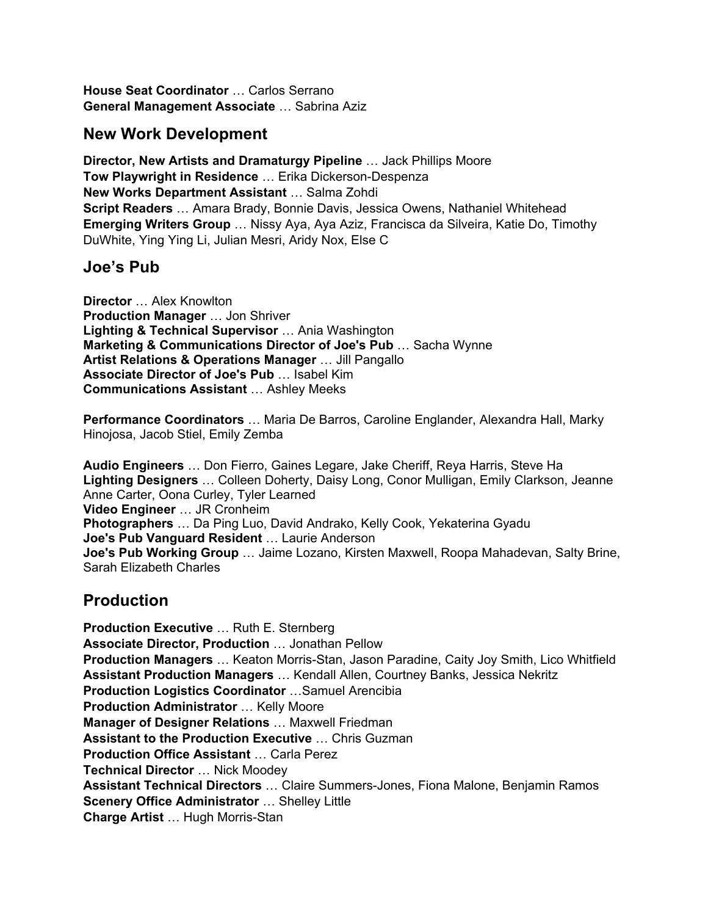**House Seat Coordinator** … Carlos Serrano
**General Management Associate** … Sabrina Aziz

## New Work Development

**Director, New Artists and Dramaturgy Pipeline** … Jack Phillips Moore
**Tow Playwright in Residence** … Erika Dickerson-Despenza
**New Works Department Assistant** … Salma Zohdi
**Script Readers** … Amara Brady, Bonnie Davis, Jessica Owens, Nathaniel Whitehead
**Emerging Writers Group** … Nissy Aya, Aya Aziz, Francisca da Silveira, Katie Do, Timothy DuWhite, Ying Ying Li, Julian Mesri, Aridy Nox, Else C

## Joe's Pub

**Director** … Alex Knowlton
**Production Manager** … Jon Shriver
**Lighting & Technical Supervisor** … Ania Washington
**Marketing & Communications Director of Joe's Pub** … Sacha Wynne
**Artist Relations & Operations Manager** … Jill Pangallo
**Associate Director of Joe's Pub** … Isabel Kim
**Communications Assistant** … Ashley Meeks

**Performance Coordinators** … Maria De Barros, Caroline Englander, Alexandra Hall, Marky Hinojosa, Jacob Stiel, Emily Zemba

**Audio Engineers** … Don Fierro, Gaines Legare, Jake Cheriff, Reya Harris, Steve Ha
**Lighting Designers** … Colleen Doherty, Daisy Long, Conor Mulligan, Emily Clarkson, Jeanne Anne Carter, Oona Curley, Tyler Learned
**Video Engineer** … JR Cronheim
**Photographers** … Da Ping Luo, David Andrako, Kelly Cook, Yekaterina Gyadu
**Joe's Pub Vanguard Resident** … Laurie Anderson
**Joe's Pub Working Group** … Jaime Lozano, Kirsten Maxwell, Roopa Mahadevan, Salty Brine, Sarah Elizabeth Charles

## Production

**Production Executive** … Ruth E. Sternberg
**Associate Director, Production** … Jonathan Pellow
**Production Managers** … Keaton Morris-Stan, Jason Paradine, Caity Joy Smith, Lico Whitfield
**Assistant Production Managers** … Kendall Allen, Courtney Banks, Jessica Nekritz
**Production Logistics Coordinator** …Samuel Arencibia
**Production Administrator** … Kelly Moore
**Manager of Designer Relations** … Maxwell Friedman
**Assistant to the Production Executive** … Chris Guzman
**Production Office Assistant** … Carla Perez
**Technical Director** … Nick Moodey
**Assistant Technical Directors** … Claire Summers-Jones, Fiona Malone, Benjamin Ramos
**Scenery Office Administrator** … Shelley Little
**Charge Artist** … Hugh Morris-Stan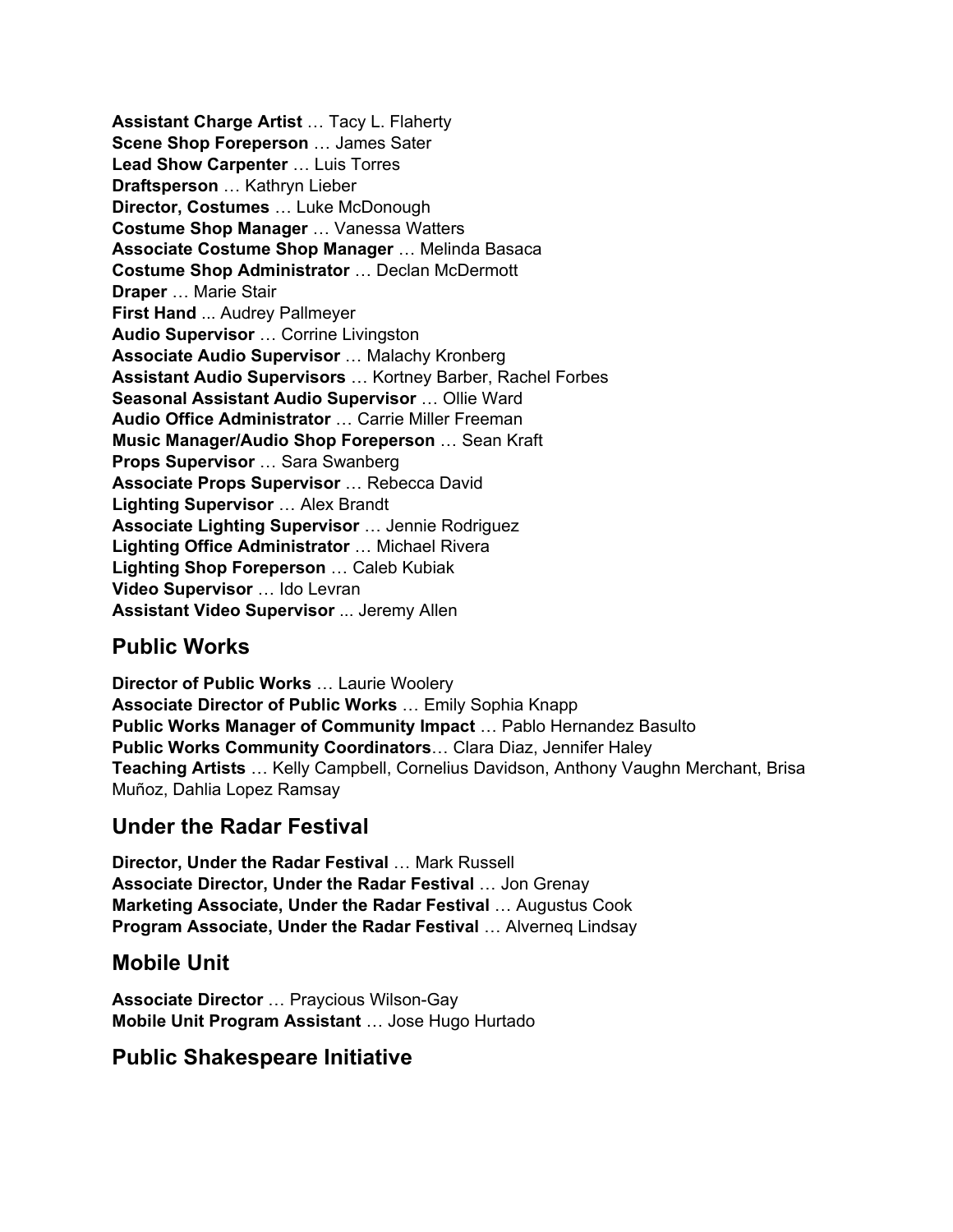**Assistant Charge Artist** … Tacy L. Flaherty
**Scene Shop Foreperson** … James Sater
**Lead Show Carpenter** … Luis Torres
**Draftsperson** … Kathryn Lieber
**Director, Costumes** … Luke McDonough
**Costume Shop Manager** … Vanessa Watters
**Associate Costume Shop Manager** … Melinda Basaca
**Costume Shop Administrator** … Declan McDermott
**Draper** … Marie Stair
**First Hand** ... Audrey Pallmeyer
**Audio Supervisor** … Corrine Livingston
**Associate Audio Supervisor** … Malachy Kronberg
**Assistant Audio Supervisors** … Kortney Barber, Rachel Forbes
**Seasonal Assistant Audio Supervisor** … Ollie Ward
**Audio Office Administrator** … Carrie Miller Freeman
**Music Manager/Audio Shop Foreperson** … Sean Kraft
**Props Supervisor** … Sara Swanberg
**Associate Props Supervisor** … Rebecca David
**Lighting Supervisor** … Alex Brandt
**Associate Lighting Supervisor** … Jennie Rodriguez
**Lighting Office Administrator** … Michael Rivera
**Lighting Shop Foreperson** … Caleb Kubiak
**Video Supervisor** … Ido Levran
**Assistant Video Supervisor** ... Jeremy Allen

## Public Works

**Director of Public Works** … Laurie Woolery
**Associate Director of Public Works** … Emily Sophia Knapp
**Public Works Manager of Community Impact** … Pablo Hernandez Basulto
**Public Works Community Coordinators**… Clara Diaz, Jennifer Haley
**Teaching Artists** … Kelly Campbell, Cornelius Davidson, Anthony Vaughn Merchant, Brisa Muñoz, Dahlia Lopez Ramsay

## Under the Radar Festival

**Director, Under the Radar Festival** … Mark Russell
**Associate Director, Under the Radar Festival** … Jon Grenay
**Marketing Associate, Under the Radar Festival** … Augustus Cook
**Program Associate, Under the Radar Festival** … Alverneq Lindsay

## Mobile Unit

**Associate Director** … Praycious Wilson-Gay
**Mobile Unit Program Assistant** … Jose Hugo Hurtado

## Public Shakespeare Initiative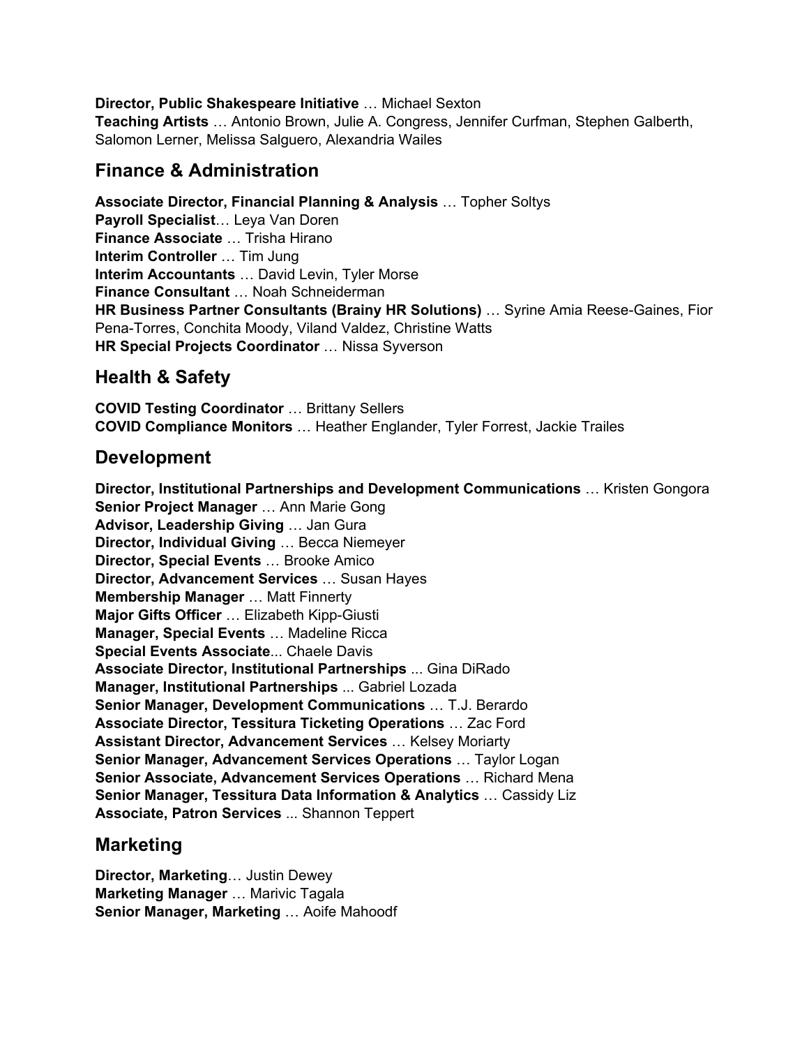**Director, Public Shakespeare Initiative** … Michael Sexton
**Teaching Artists** … Antonio Brown, Julie A. Congress, Jennifer Curfman, Stephen Galberth, Salomon Lerner, Melissa Salguero, Alexandria Wailes

## Finance & Administration

**Associate Director, Financial Planning & Analysis** … Topher Soltys
**Payroll Specialist**… Leya Van Doren
**Finance Associate** … Trisha Hirano
**Interim Controller** … Tim Jung
**Interim Accountants** … David Levin, Tyler Morse
**Finance Consultant** … Noah Schneiderman
**HR Business Partner Consultants (Brainy HR Solutions)** … Syrine Amia Reese-Gaines, Fior Pena-Torres, Conchita Moody, Viland Valdez, Christine Watts
**HR Special Projects Coordinator** … Nissa Syverson

## Health & Safety

**COVID Testing Coordinator** … Brittany Sellers
**COVID Compliance Monitors** … Heather Englander, Tyler Forrest, Jackie Trailes

## Development

**Director, Institutional Partnerships and Development Communications** … Kristen Gongora
**Senior Project Manager** … Ann Marie Gong
**Advisor, Leadership Giving** … Jan Gura
**Director, Individual Giving** … Becca Niemeyer
**Director, Special Events** … Brooke Amico
**Director, Advancement Services** … Susan Hayes
**Membership Manager** … Matt Finnerty
**Major Gifts Officer** … Elizabeth Kipp-Giusti
**Manager, Special Events** … Madeline Ricca
**Special Events Associate**... Chaele Davis
**Associate Director, Institutional Partnerships** ... Gina DiRado
**Manager, Institutional Partnerships** ... Gabriel Lozada
**Senior Manager, Development Communications** … T.J. Berardo
**Associate Director, Tessitura Ticketing Operations** … Zac Ford
**Assistant Director, Advancement Services** … Kelsey Moriarty
**Senior Manager, Advancement Services Operations** … Taylor Logan
**Senior Associate, Advancement Services Operations** … Richard Mena
**Senior Manager, Tessitura Data Information & Analytics** … Cassidy Liz
**Associate, Patron Services** ... Shannon Teppert

## Marketing

**Director, Marketing**… Justin Dewey
**Marketing Manager** … Marivic Tagala
**Senior Manager, Marketing** … Aoife Mahoodf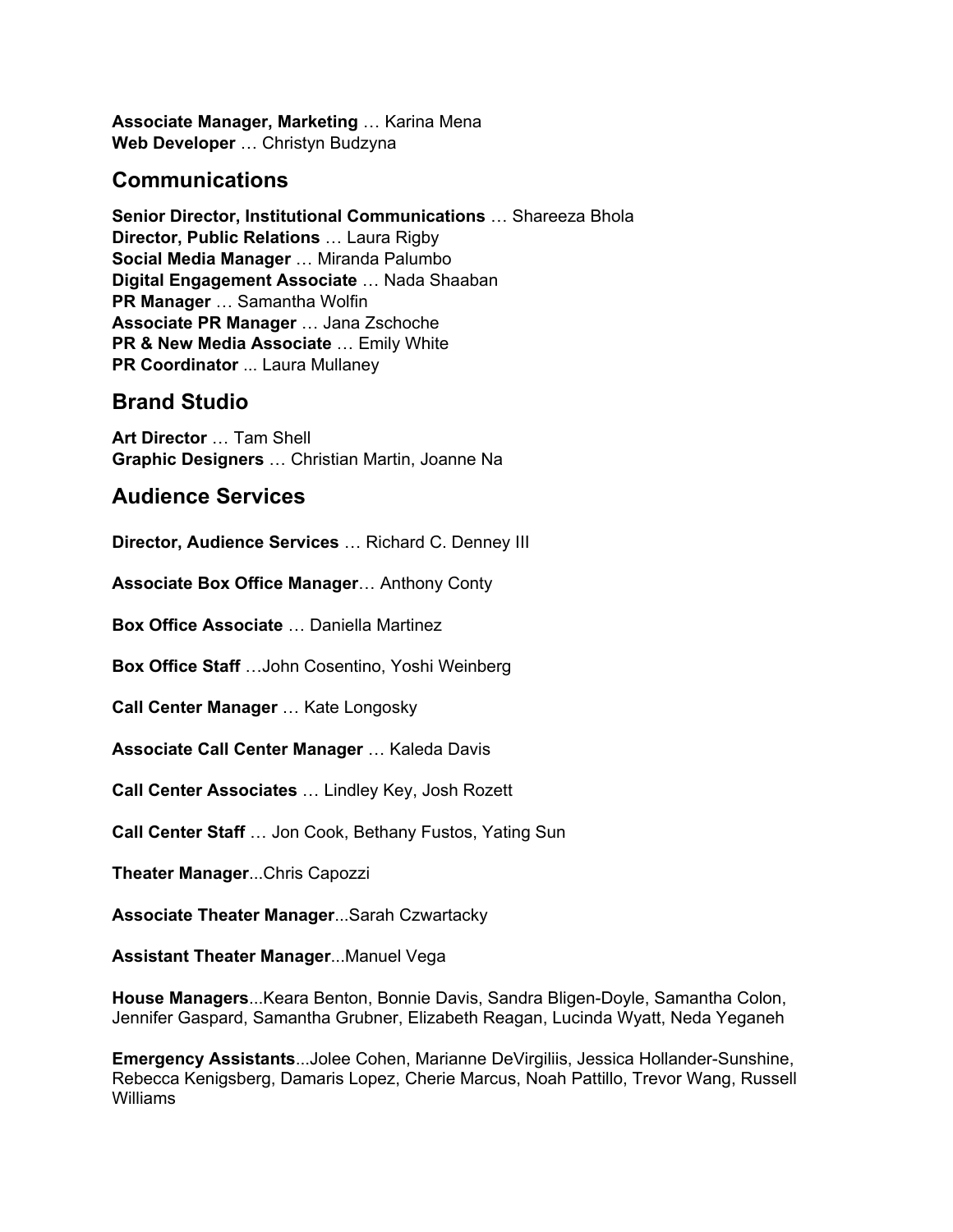**Associate Manager, Marketing** … Karina Mena
**Web Developer** … Christyn Budzyna

## Communications

**Senior Director, Institutional Communications** … Shareeza Bhola
**Director, Public Relations** … Laura Rigby
**Social Media Manager** … Miranda Palumbo
**Digital Engagement Associate** … Nada Shaaban
**PR Manager** … Samantha Wolfin
**Associate PR Manager** … Jana Zschoche
**PR & New Media Associate** … Emily White
**PR Coordinator** ... Laura Mullaney

## Brand Studio

**Art Director** … Tam Shell
**Graphic Designers** … Christian Martin, Joanne Na

## Audience Services

**Director, Audience Services** … Richard C. Denney III

**Associate Box Office Manager**… Anthony Conty

**Box Office Associate** … Daniella Martinez

**Box Office Staff** …John Cosentino, Yoshi Weinberg

**Call Center Manager** … Kate Longosky

**Associate Call Center Manager** … Kaleda Davis

**Call Center Associates** … Lindley Key, Josh Rozett

**Call Center Staff** … Jon Cook, Bethany Fustos, Yating Sun

**Theater Manager**...Chris Capozzi

**Associate Theater Manager**...Sarah Czwartacky

**Assistant Theater Manager**...Manuel Vega

**House Managers**...Keara Benton, Bonnie Davis, Sandra Bligen-Doyle, Samantha Colon, Jennifer Gaspard, Samantha Grubner, Elizabeth Reagan, Lucinda Wyatt, Neda Yeganeh

**Emergency Assistants**...Jolee Cohen, Marianne DeVirgiliis, Jessica Hollander-Sunshine, Rebecca Kenigsberg, Damaris Lopez, Cherie Marcus, Noah Pattillo, Trevor Wang, Russell Williams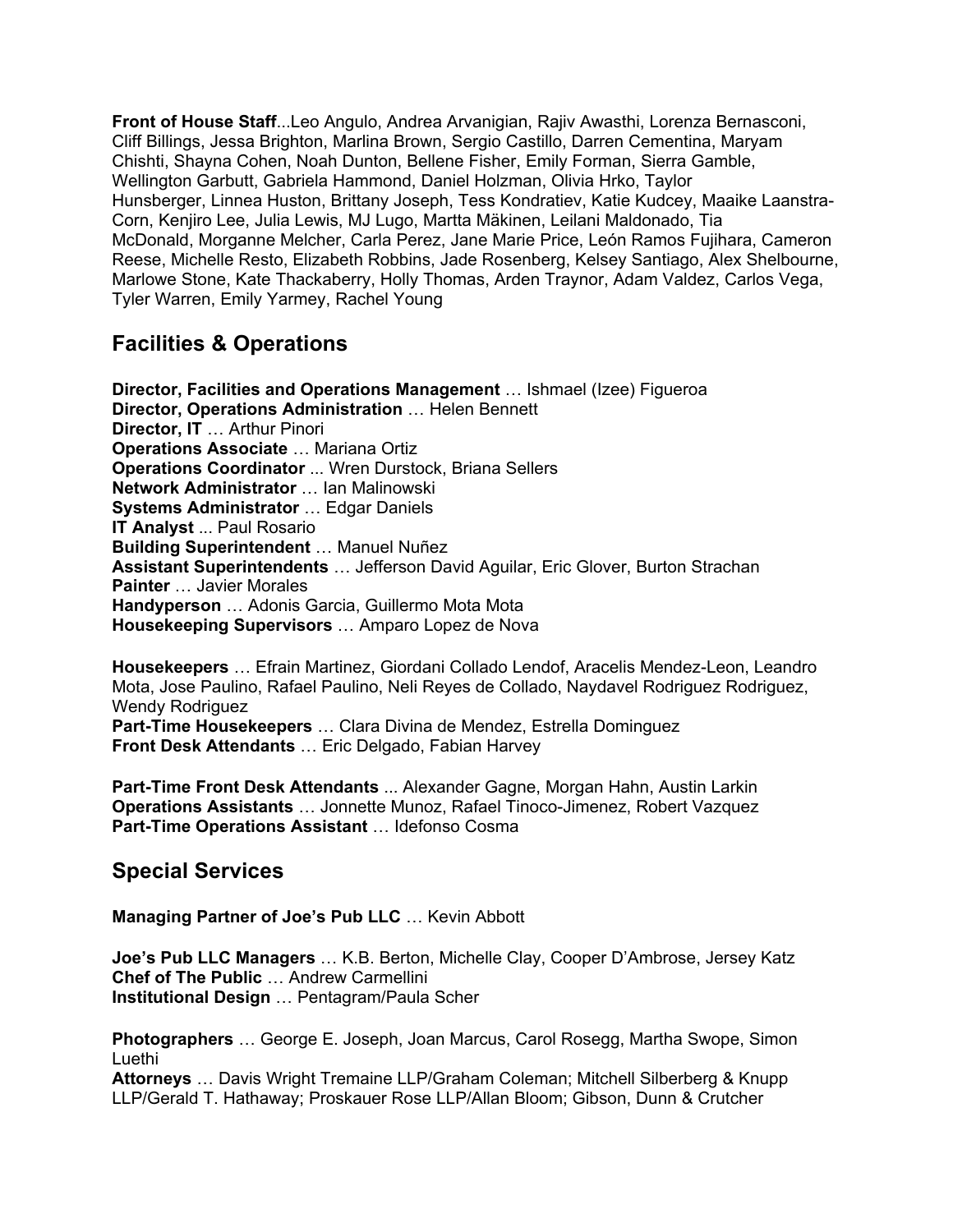**Front of House Staff**...Leo Angulo, Andrea Arvanigian, Rajiv Awasthi, Lorenza Bernasconi, Cliff Billings, Jessa Brighton, Marlina Brown, Sergio Castillo, Darren Cementina, Maryam Chishti, Shayna Cohen, Noah Dunton, Bellene Fisher, Emily Forman, Sierra Gamble, Wellington Garbutt, Gabriela Hammond, Daniel Holzman, Olivia Hrko, Taylor Hunsberger, Linnea Huston, Brittany Joseph, Tess Kondratiev, Katie Kudcey, Maaike Laanstra-Corn, Kenjiro Lee, Julia Lewis, MJ Lugo, Martta Mäkinen, Leilani Maldonado, Tia McDonald, Morganne Melcher, Carla Perez, Jane Marie Price, León Ramos Fujihara, Cameron Reese, Michelle Resto, Elizabeth Robbins, Jade Rosenberg, Kelsey Santiago, Alex Shelbourne, Marlowe Stone, Kate Thackaberry, Holly Thomas, Arden Traynor, Adam Valdez, Carlos Vega, Tyler Warren, Emily Yarmey, Rachel Young

## Facilities & Operations

**Director, Facilities and Operations Management** … Ishmael (Izee) Figueroa
**Director, Operations Administration** … Helen Bennett
**Director, IT** … Arthur Pinori
**Operations Associate** … Mariana Ortiz
**Operations Coordinator** ... Wren Durstock, Briana Sellers
**Network Administrator** … Ian Malinowski
**Systems Administrator** … Edgar Daniels
**IT Analyst** ... Paul Rosario
**Building Superintendent** … Manuel Nuñez
**Assistant Superintendents** … Jefferson David Aguilar, Eric Glover, Burton Strachan
**Painter** … Javier Morales
**Handyperson** … Adonis Garcia, Guillermo Mota Mota
**Housekeeping Supervisors** … Amparo Lopez de Nova

**Housekeepers** … Efrain Martinez, Giordani Collado Lendof, Aracelis Mendez-Leon, Leandro Mota, Jose Paulino, Rafael Paulino, Neli Reyes de Collado, Naydavel Rodriguez Rodriguez, Wendy Rodriguez
**Part-Time Housekeepers** … Clara Divina de Mendez, Estrella Dominguez
**Front Desk Attendants** … Eric Delgado, Fabian Harvey

**Part-Time Front Desk Attendants** ... Alexander Gagne, Morgan Hahn, Austin Larkin
**Operations Assistants** … Jonnette Munoz, Rafael Tinoco-Jimenez, Robert Vazquez
**Part-Time Operations Assistant** … Idefonso Cosma

## Special Services

**Managing Partner of Joe's Pub LLC** … Kevin Abbott

**Joe's Pub LLC Managers** … K.B. Berton, Michelle Clay, Cooper D'Ambrose, Jersey Katz
**Chef of The Public** … Andrew Carmellini
**Institutional Design** … Pentagram/Paula Scher

**Photographers** … George E. Joseph, Joan Marcus, Carol Rosegg, Martha Swope, Simon Luethi
**Attorneys** … Davis Wright Tremaine LLP/Graham Coleman; Mitchell Silberberg & Knupp LLP/Gerald T. Hathaway; Proskauer Rose LLP/Allan Bloom; Gibson, Dunn & Crutcher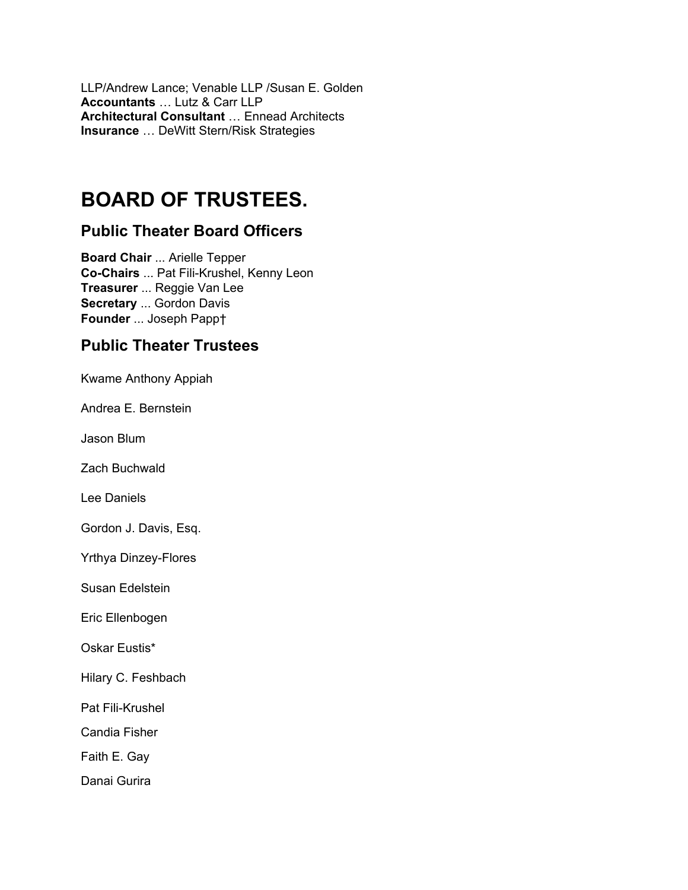LLP/Andrew Lance; Venable LLP /Susan E. Golden
**Accountants** … Lutz & Carr LLP
**Architectural Consultant** … Ennead Architects
**Insurance** … DeWitt Stern/Risk Strategies

# BOARD OF TRUSTEES.

## Public Theater Board Officers

**Board Chair** ... Arielle Tepper
**Co-Chairs** ... Pat Fili-Krushel, Kenny Leon
**Treasurer** ... Reggie Van Lee
**Secretary** ... Gordon Davis
**Founder** ... Joseph Papp†

## Public Theater Trustees

Kwame Anthony Appiah

Andrea E. Bernstein

Jason Blum

Zach Buchwald

Lee Daniels

Gordon J. Davis, Esq.

Yrthya Dinzey-Flores

Susan Edelstein

Eric Ellenbogen

Oskar Eustis*

Hilary C. Feshbach

Pat Fili-Krushel

Candia Fisher

Faith E. Gay

Danai Gurira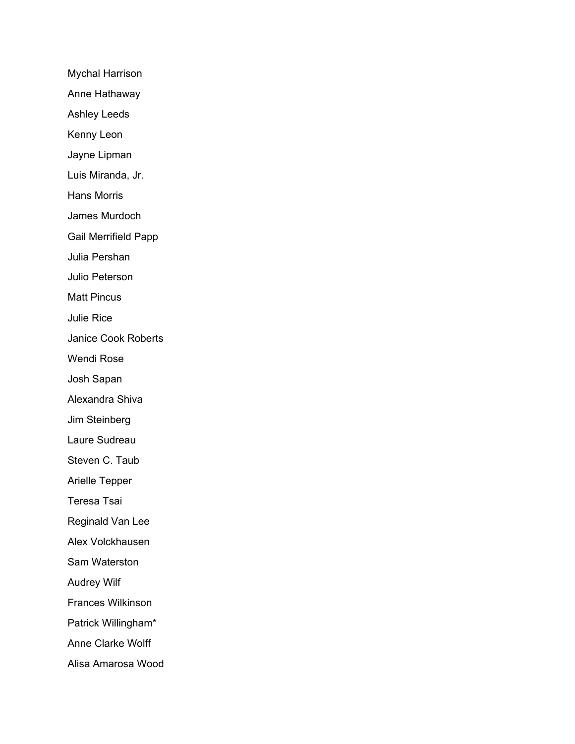Mychal Harrison

Anne Hathaway

Ashley Leeds

Kenny Leon

Jayne Lipman

Luis Miranda, Jr.

Hans Morris

James Murdoch

Gail Merrifield Papp

Julia Pershan

Julio Peterson

Matt Pincus

Julie Rice

Janice Cook Roberts

Wendi Rose

Josh Sapan

Alexandra Shiva

Jim Steinberg

Laure Sudreau

Steven C. Taub

Arielle Tepper

Teresa Tsai

Reginald Van Lee

Alex Volckhausen

Sam Waterston

Audrey Wilf

Frances Wilkinson

Patrick Willingham*

Anne Clarke Wolff

Alisa Amarosa Wood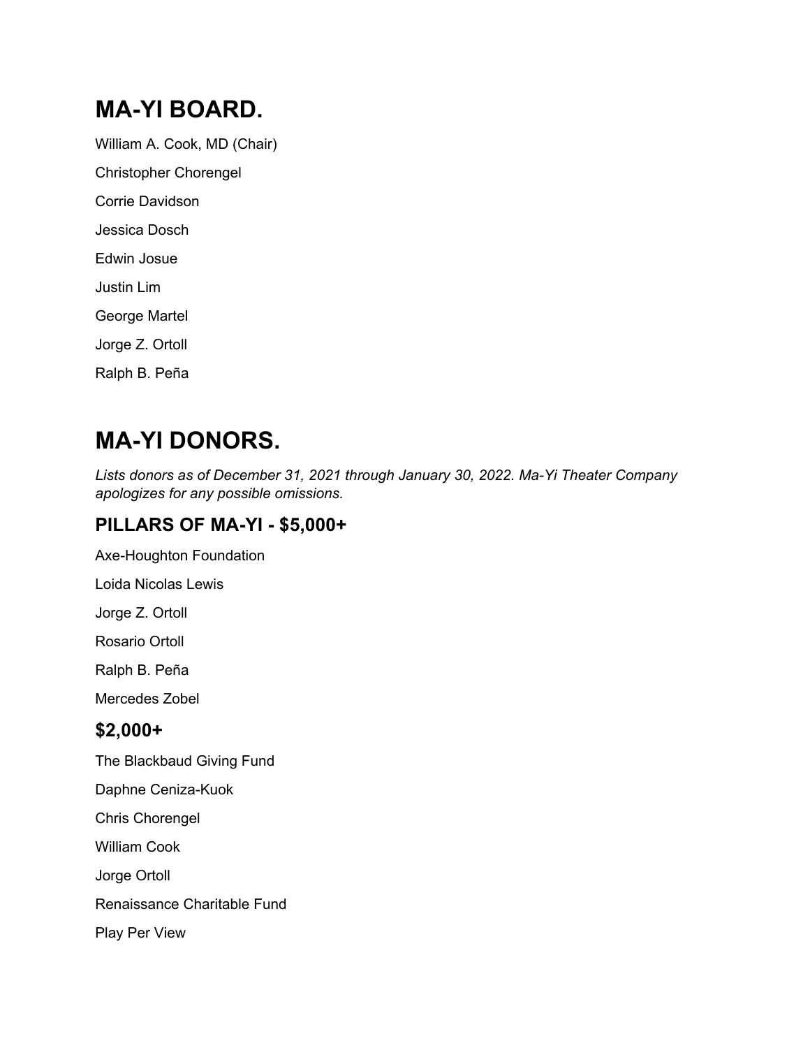# MA-YI BOARD.

William A. Cook, MD (Chair)

Christopher Chorengel

Corrie Davidson

Jessica Dosch

Edwin Josue

Justin Lim

George Martel

Jorge Z. Ortoll

Ralph B. Peña

# MA-YI DONORS.

*Lists donors as of December 31, 2021 through January 30, 2022. Ma-Yi Theater Company apologizes for any possible omissions.*

## PILLARS OF MA-YI - $5,000+

Axe-Houghton Foundation

Loida Nicolas Lewis

Jorge Z. Ortoll

Rosario Ortoll

Ralph B. Peña

Mercedes Zobel

## $2,000+

The Blackbaud Giving Fund

Daphne Ceniza-Kuok

Chris Chorengel

William Cook

Jorge Ortoll

Renaissance Charitable Fund

Play Per View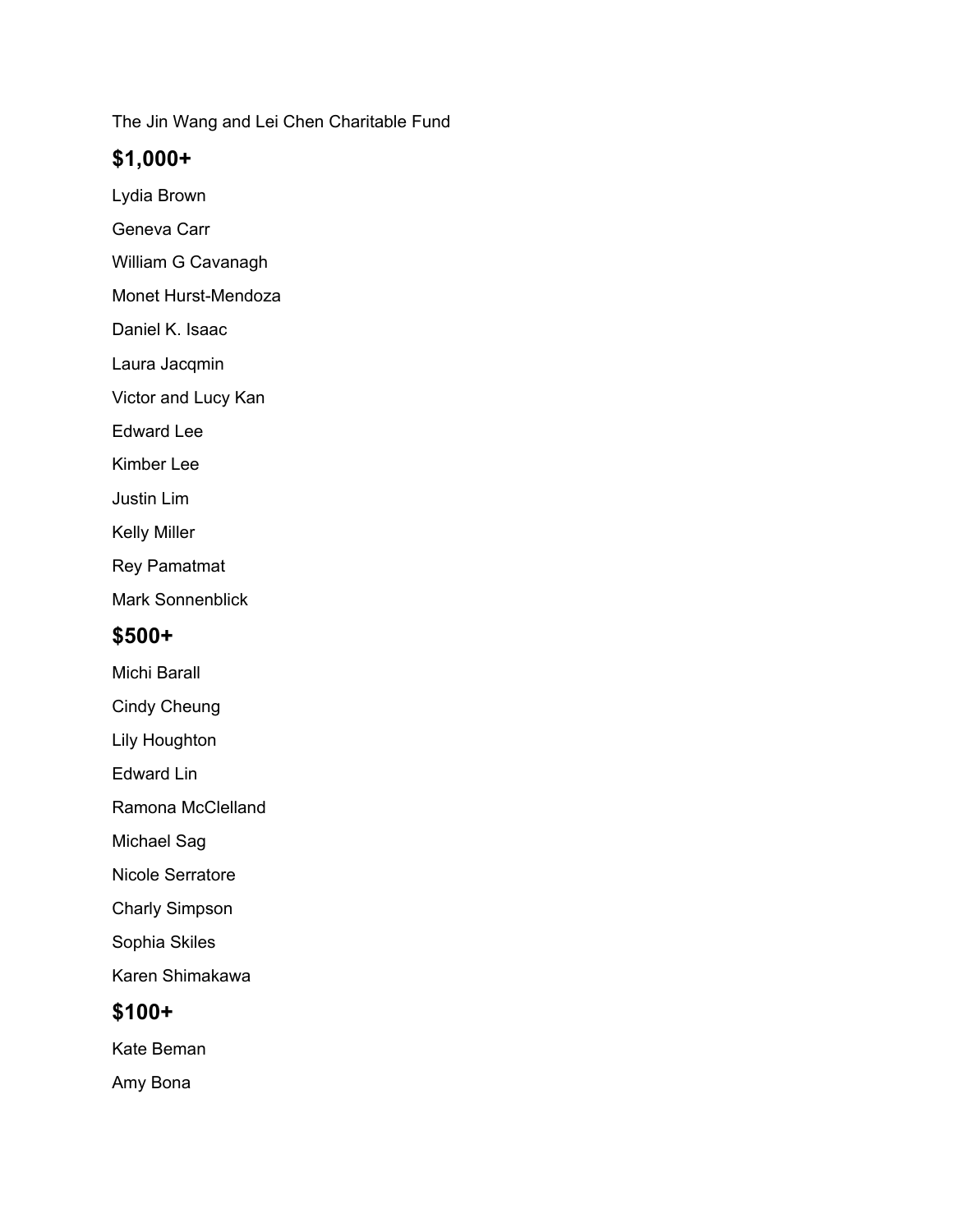The Jin Wang and Lei Chen Charitable Fund

## $1,000+

Lydia Brown

Geneva Carr

William G Cavanagh

Monet Hurst-Mendoza

Daniel K. Isaac

Laura Jacqmin

Victor and Lucy Kan

Edward Lee

Kimber Lee

Justin Lim

Kelly Miller

Rey Pamatmat

Mark Sonnenblick

## $500+

Michi Barall

Cindy Cheung

Lily Houghton

Edward Lin

Ramona McClelland

Michael Sag

Nicole Serratore

Charly Simpson

Sophia Skiles

Karen Shimakawa

## $100+

Kate Beman

Amy Bona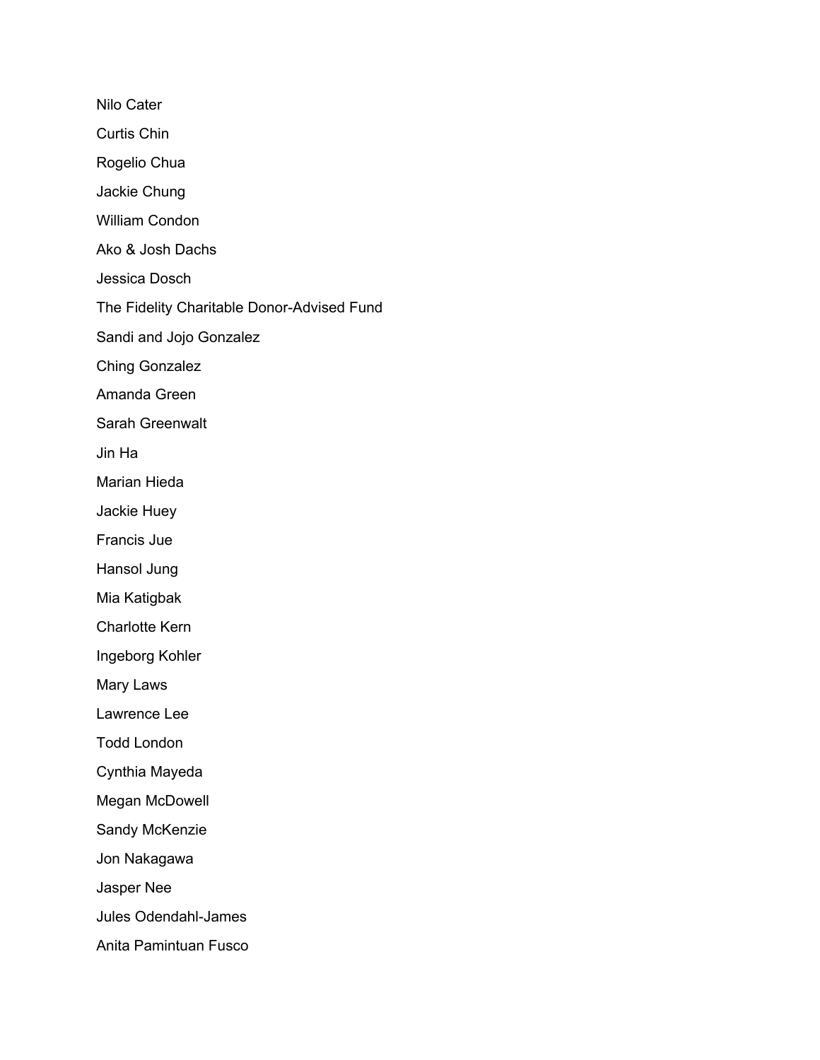Nilo Cater

Curtis Chin

Rogelio Chua

Jackie Chung

William Condon

Ako & Josh Dachs

Jessica Dosch

The Fidelity Charitable Donor-Advised Fund

Sandi and Jojo Gonzalez

Ching Gonzalez

Amanda Green

Sarah Greenwalt

Jin Ha

Marian Hieda

Jackie Huey

Francis Jue

Hansol Jung

Mia Katigbak

Charlotte Kern

Ingeborg Kohler

Mary Laws

Lawrence Lee

Todd London

Cynthia Mayeda

Megan McDowell

Sandy McKenzie

Jon Nakagawa

Jasper Nee

Jules Odendahl-James

Anita Pamintuan Fusco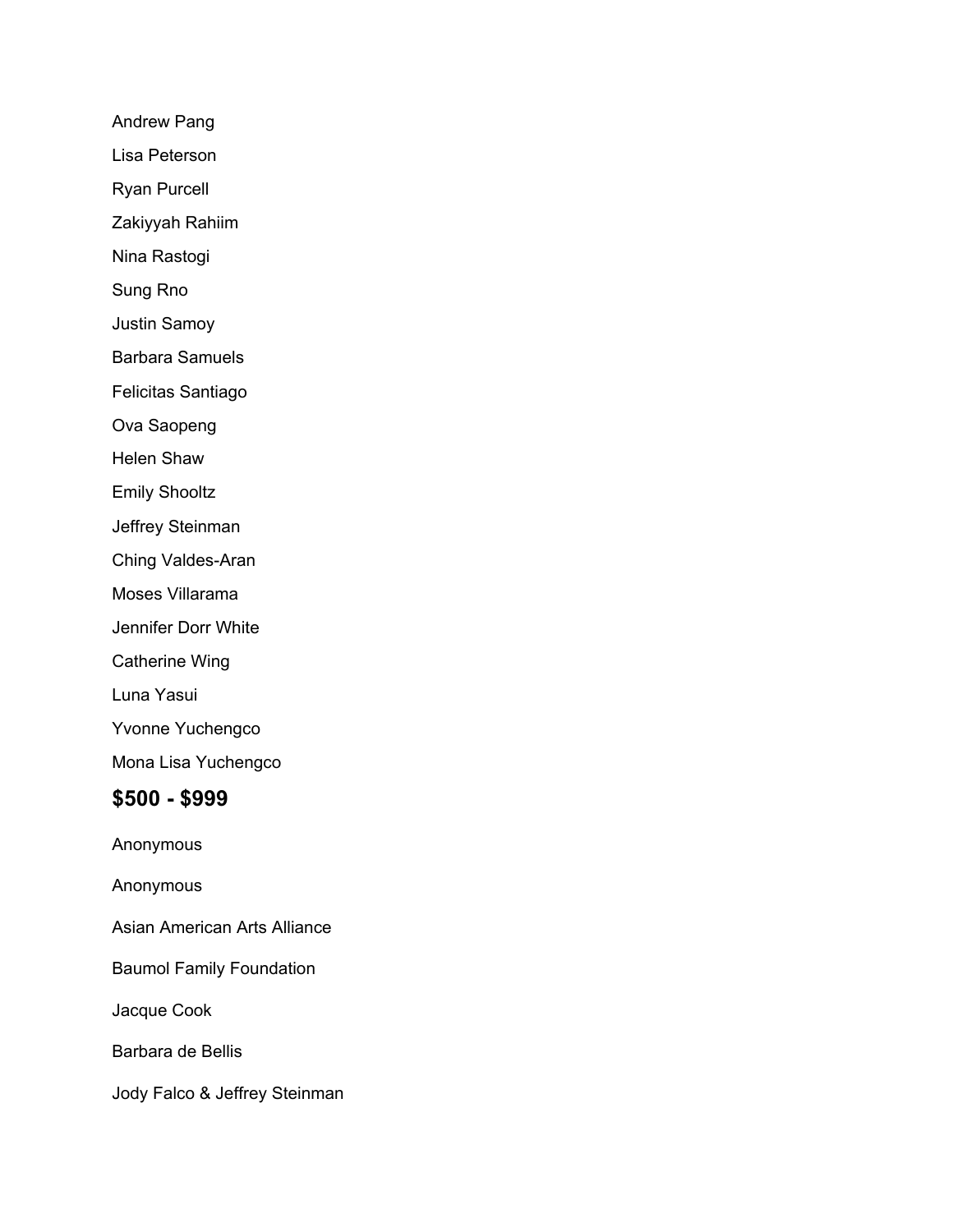Andrew Pang

Lisa Peterson

Ryan Purcell

Zakiyyah Rahiim

Nina Rastogi

Sung Rno

Justin Samoy

Barbara Samuels

Felicitas Santiago

Ova Saopeng

Helen Shaw

Emily Shooltz

Jeffrey Steinman

Ching Valdes-Aran

Moses Villarama

Jennifer Dorr White

Catherine Wing

Luna Yasui

Yvonne Yuchengco

Mona Lisa Yuchengco

## $500 - $999

Anonymous

Anonymous

Asian American Arts Alliance

Baumol Family Foundation

Jacque Cook

Barbara de Bellis

Jody Falco & Jeffrey Steinman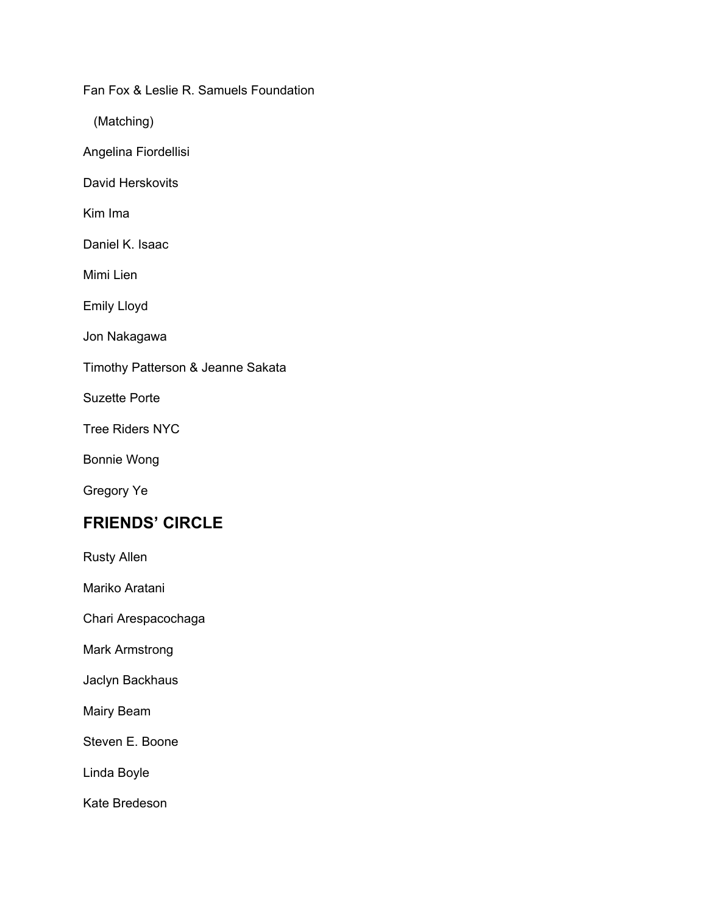Fan Fox & Leslie R. Samuels Foundation

(Matching)

Angelina Fiordellisi

David Herskovits

Kim Ima

Daniel K. Isaac

Mimi Lien

Emily Lloyd

Jon Nakagawa

Timothy Patterson & Jeanne Sakata

Suzette Porte

Tree Riders NYC

Bonnie Wong

Gregory Ye

## FRIENDS' CIRCLE

Rusty Allen

Mariko Aratani

Chari Arespacochaga

Mark Armstrong

Jaclyn Backhaus

Mairy Beam

Steven E. Boone

Linda Boyle

Kate Bredeson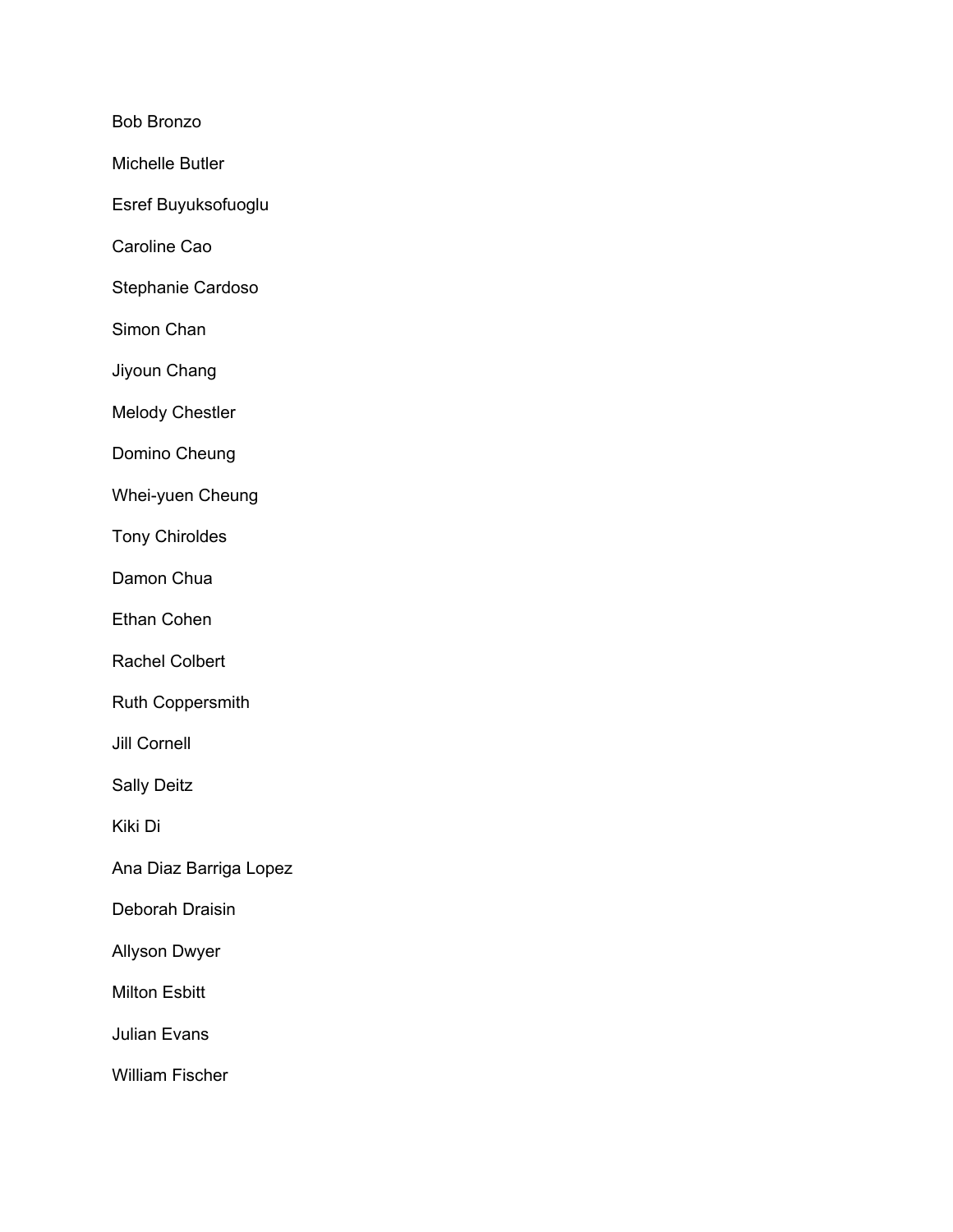Bob Bronzo

Michelle Butler

Esref Buyuksofuoglu

Caroline Cao

Stephanie Cardoso

Simon Chan

Jiyoun Chang

Melody Chestler

Domino Cheung

Whei-yuen Cheung

Tony Chiroldes

Damon Chua

Ethan Cohen

Rachel Colbert

Ruth Coppersmith

Jill Cornell

Sally Deitz

Kiki Di

Ana Diaz Barriga Lopez

Deborah Draisin

Allyson Dwyer

Milton Esbitt

Julian Evans

William Fischer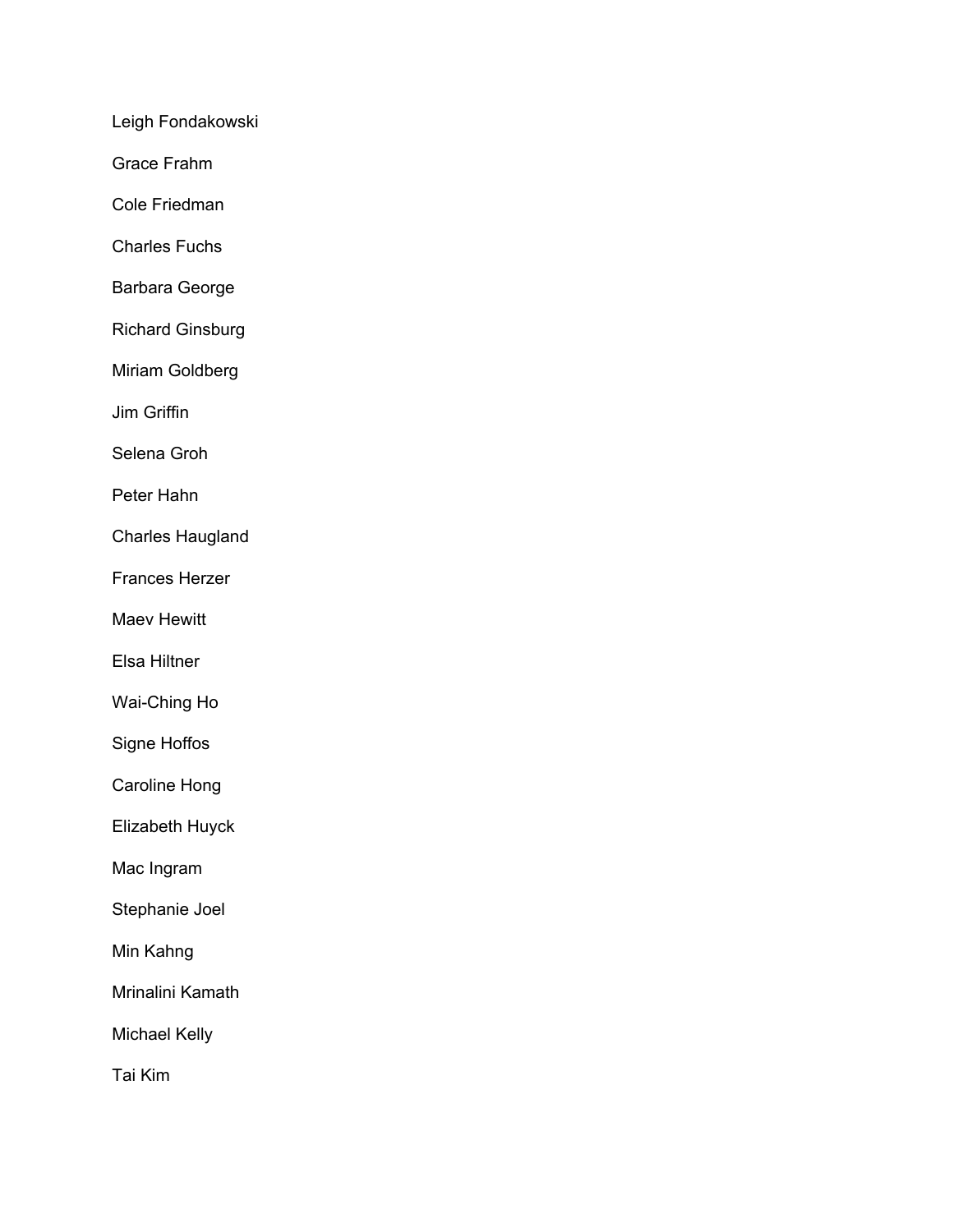Leigh Fondakowski

Grace Frahm

Cole Friedman

Charles Fuchs

Barbara George

Richard Ginsburg

Miriam Goldberg

Jim Griffin

Selena Groh

Peter Hahn

Charles Haugland

Frances Herzer

Maev Hewitt

Elsa Hiltner

Wai-Ching Ho

Signe Hoffos

Caroline Hong

Elizabeth Huyck

Mac Ingram

Stephanie Joel

Min Kahng

Mrinalini Kamath

Michael Kelly

Tai Kim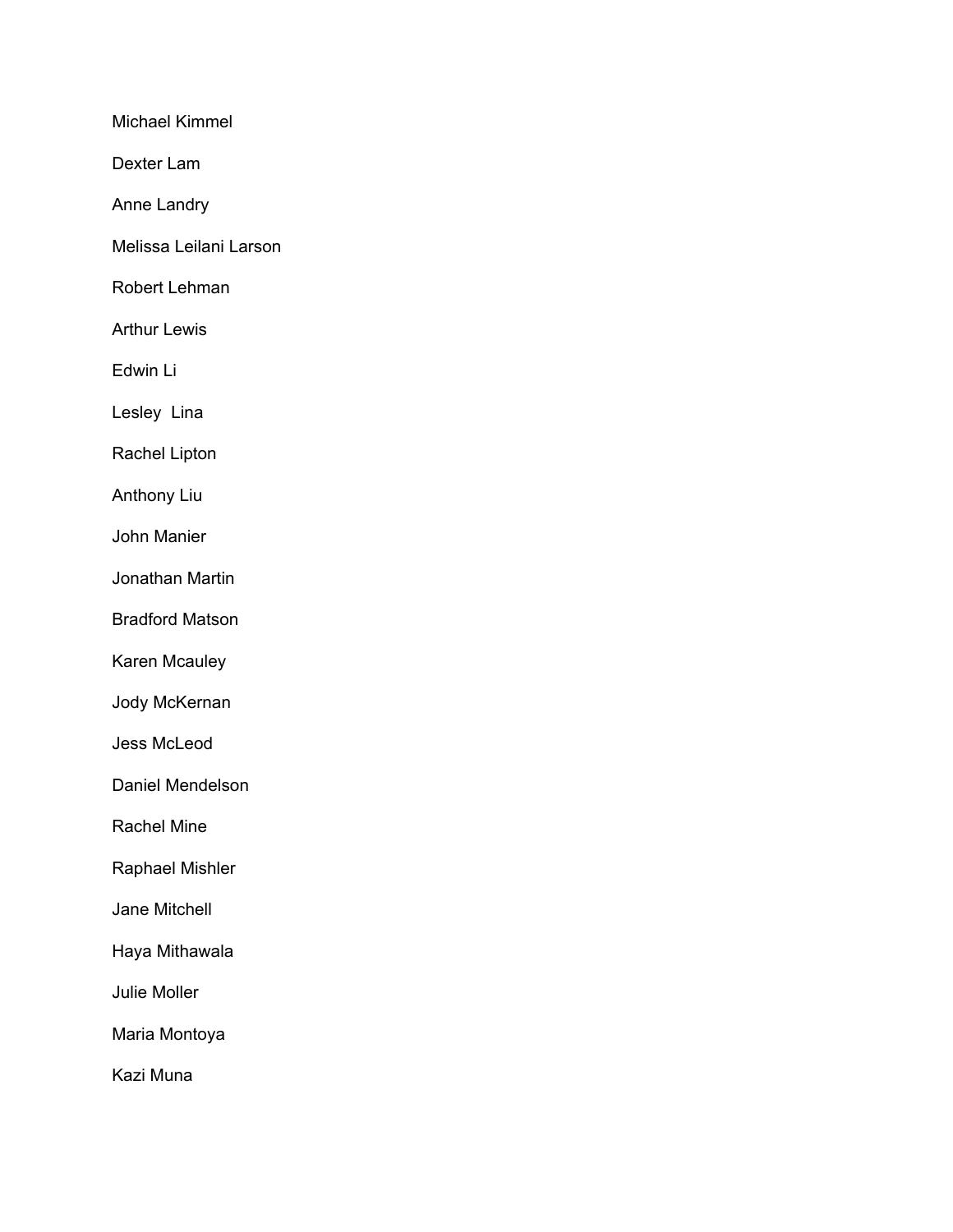Michael Kimmel

Dexter Lam

Anne Landry

Melissa Leilani Larson

Robert Lehman

Arthur Lewis

Edwin Li

Lesley  Lina

Rachel Lipton

Anthony Liu

John Manier

Jonathan Martin

Bradford Matson

Karen Mcauley

Jody McKernan

Jess McLeod

Daniel Mendelson

Rachel Mine

Raphael Mishler

Jane Mitchell

Haya Mithawala

Julie Moller

Maria Montoya

Kazi Muna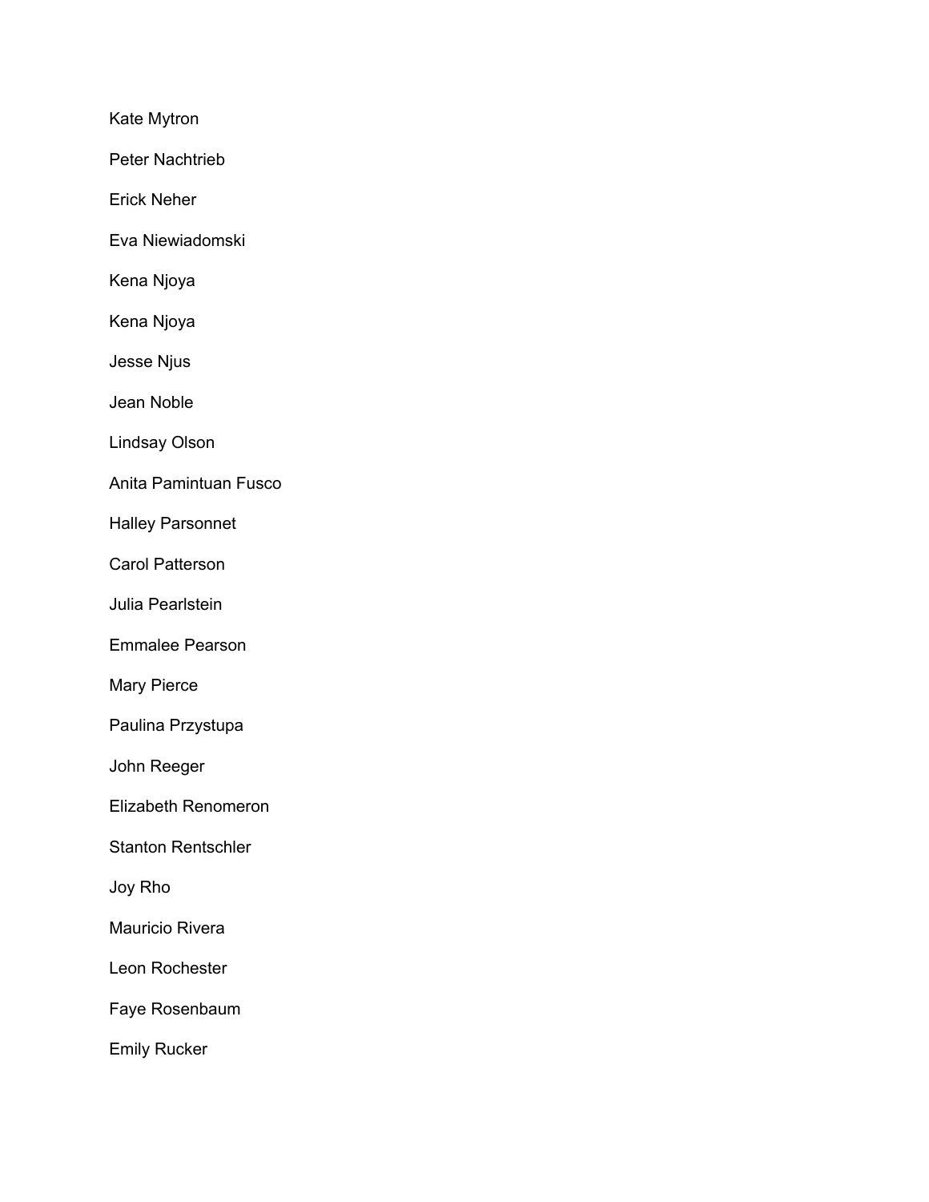Kate Mytron

Peter Nachtrieb

Erick Neher

Eva Niewiadomski

Kena Njoya

Kena Njoya

Jesse Njus

Jean Noble

Lindsay Olson

Anita Pamintuan Fusco

Halley Parsonnet

Carol Patterson

Julia Pearlstein

Emmalee Pearson

Mary Pierce

Paulina Przystupa

John Reeger

Elizabeth Renomeron

Stanton Rentschler

Joy Rho

Mauricio Rivera

Leon Rochester

Faye Rosenbaum

Emily Rucker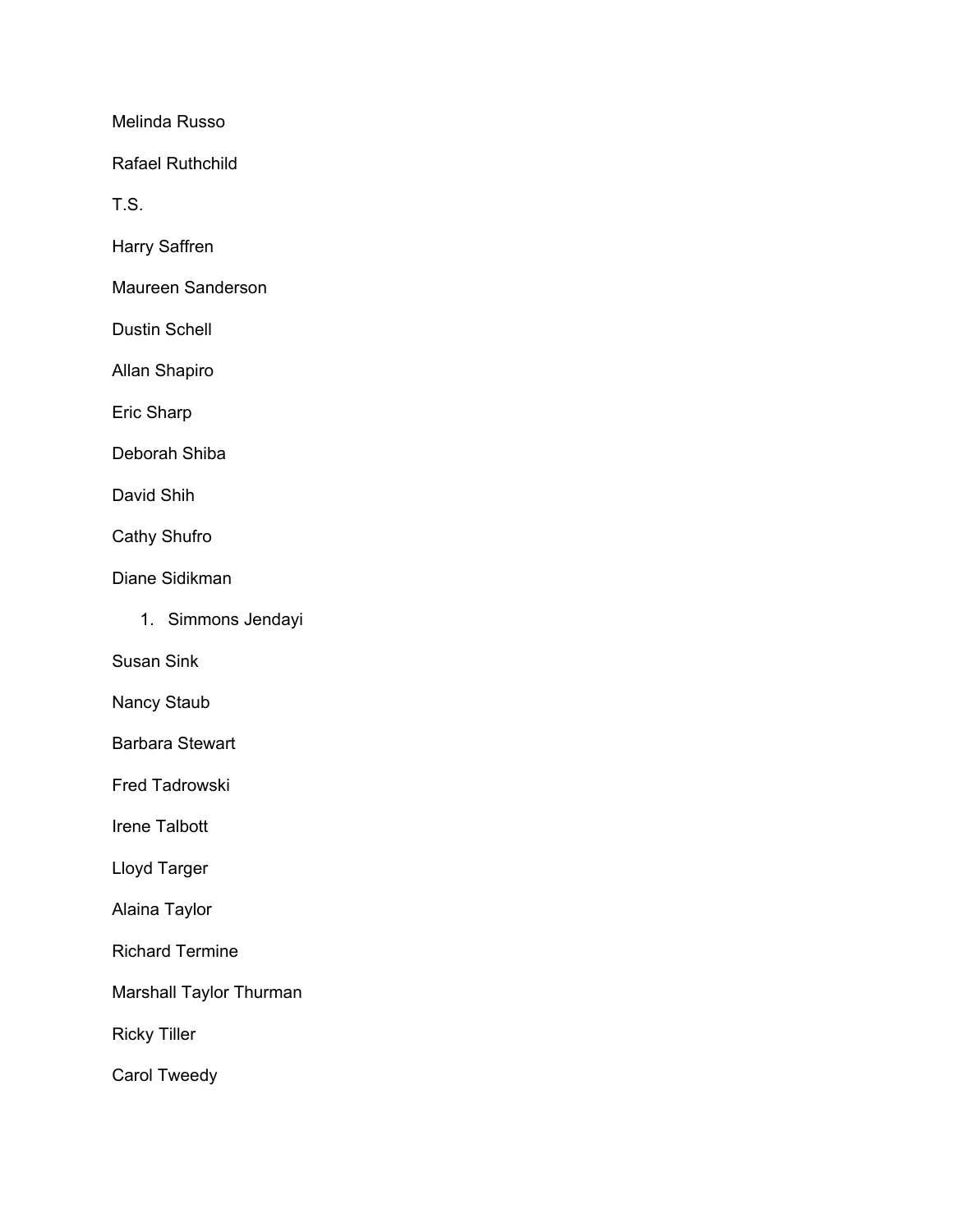Melinda Russo

Rafael Ruthchild

T.S.

Harry Saffren

Maureen Sanderson

Dustin Schell

Allan Shapiro

Eric Sharp

Deborah Shiba

David Shih

Cathy Shufro

Diane Sidikman

1. Simmons Jendayi

Susan Sink

Nancy Staub

Barbara Stewart

Fred Tadrowski

Irene Talbott

Lloyd Targer

Alaina Taylor

Richard Termine

Marshall Taylor Thurman

Ricky Tiller

Carol Tweedy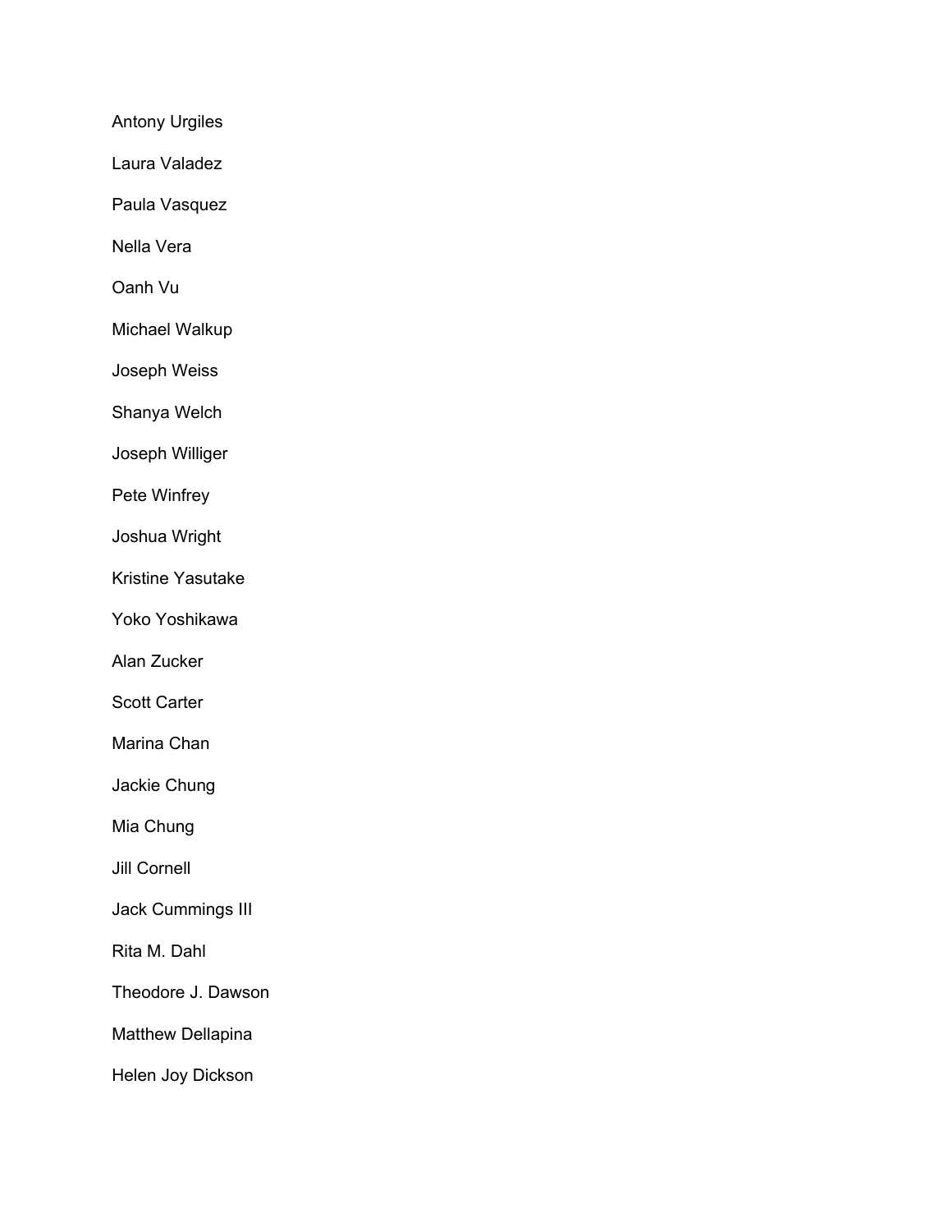Antony Urgiles

Laura Valadez

Paula Vasquez

Nella Vera

Oanh Vu

Michael Walkup

Joseph Weiss

Shanya Welch

Joseph Williger

Pete Winfrey

Joshua Wright

Kristine Yasutake

Yoko Yoshikawa

Alan Zucker

Scott Carter

Marina Chan

Jackie Chung

Mia Chung

Jill Cornell

Jack Cummings III

Rita M. Dahl

Theodore J. Dawson

Matthew Dellapina

Helen Joy Dickson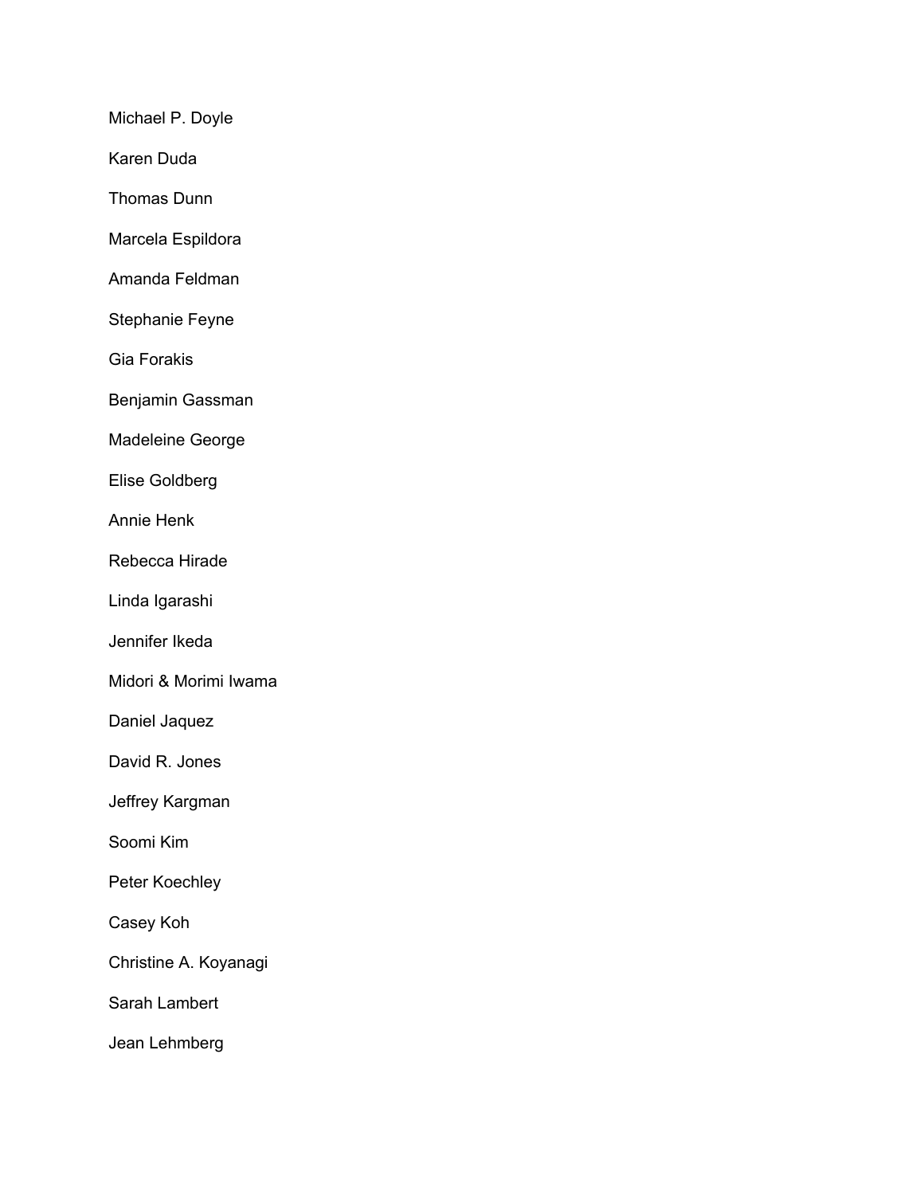Michael P. Doyle

Karen Duda

Thomas Dunn

Marcela Espildora

Amanda Feldman

Stephanie Feyne

Gia Forakis

Benjamin Gassman

Madeleine George

Elise Goldberg

Annie Henk

Rebecca Hirade

Linda Igarashi

Jennifer Ikeda

Midori & Morimi Iwama

Daniel Jaquez

David R. Jones

Jeffrey Kargman

Soomi Kim

Peter Koechley

Casey Koh

Christine A. Koyanagi

Sarah Lambert

Jean Lehmberg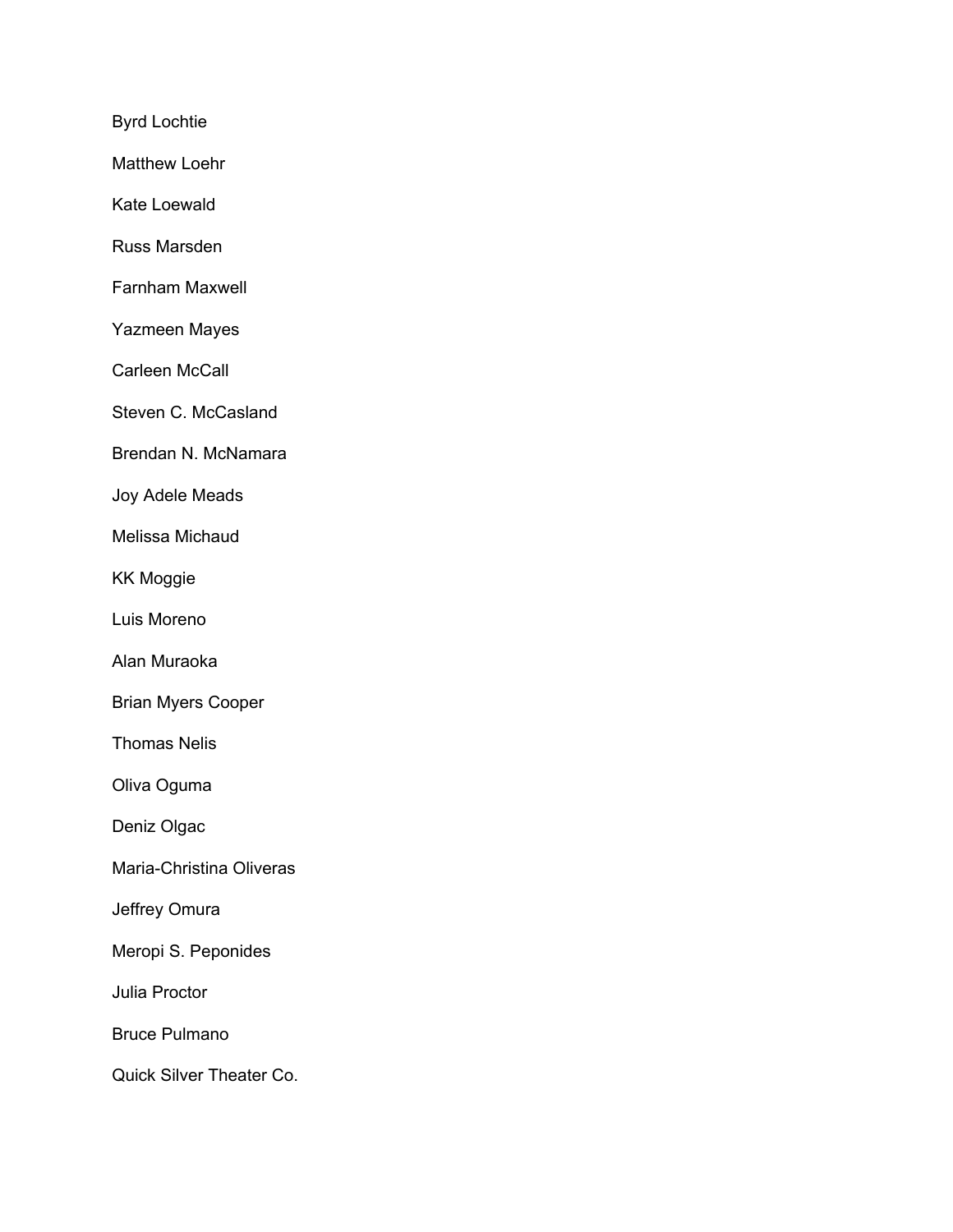Byrd Lochtie

Matthew Loehr

Kate Loewald

Russ Marsden

Farnham Maxwell

Yazmeen Mayes

Carleen McCall

Steven C. McCasland

Brendan N. McNamara

Joy Adele Meads

Melissa Michaud

KK Moggie

Luis Moreno

Alan Muraoka

Brian Myers Cooper

Thomas Nelis

Oliva Oguma

Deniz Olgac

Maria-Christina Oliveras

Jeffrey Omura

Meropi S. Peponides

Julia Proctor

Bruce Pulmano

Quick Silver Theater Co.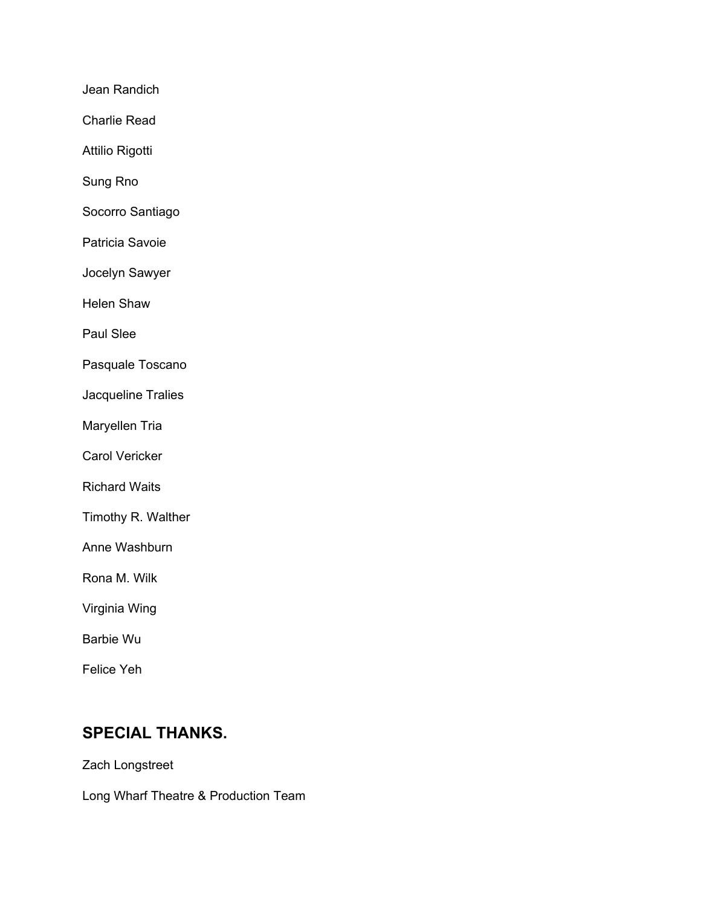Jean Randich

Charlie Read

Attilio Rigotti

Sung Rno

Socorro Santiago

Patricia Savoie

Jocelyn Sawyer

Helen Shaw

Paul Slee

Pasquale Toscano

Jacqueline Tralies

Maryellen Tria

Carol Vericker

Richard Waits

Timothy R. Walther

Anne Washburn

Rona M. Wilk

Virginia Wing

Barbie Wu

Felice Yeh

## SPECIAL THANKS.

Zach Longstreet

Long Wharf Theatre & Production Team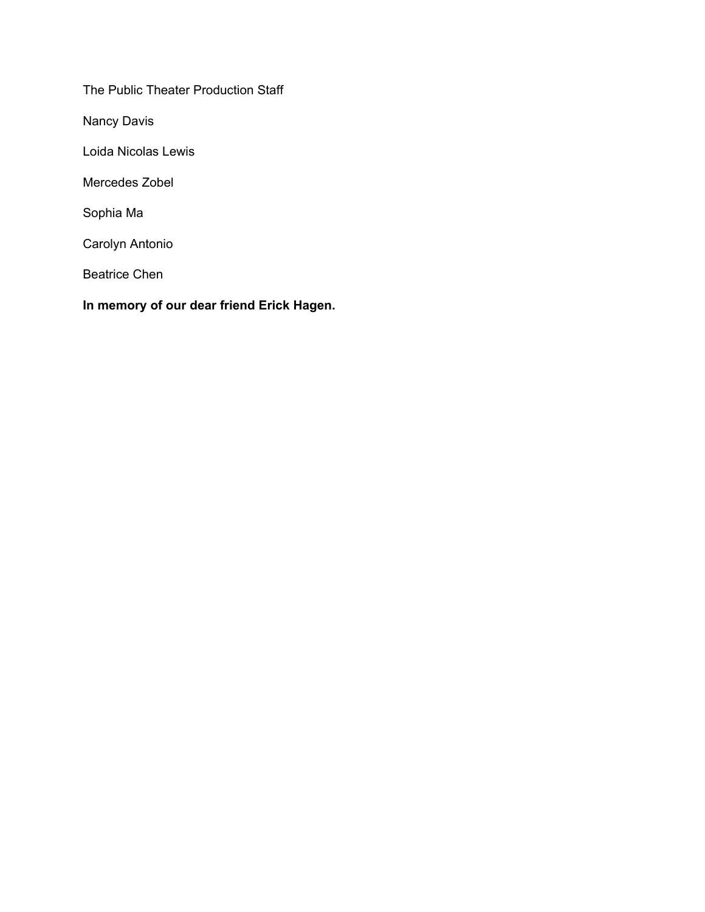The Public Theater Production Staff

Nancy Davis

Loida Nicolas Lewis

Mercedes Zobel

Sophia Ma

Carolyn Antonio

Beatrice Chen

**In memory of our dear friend Erick Hagen.**